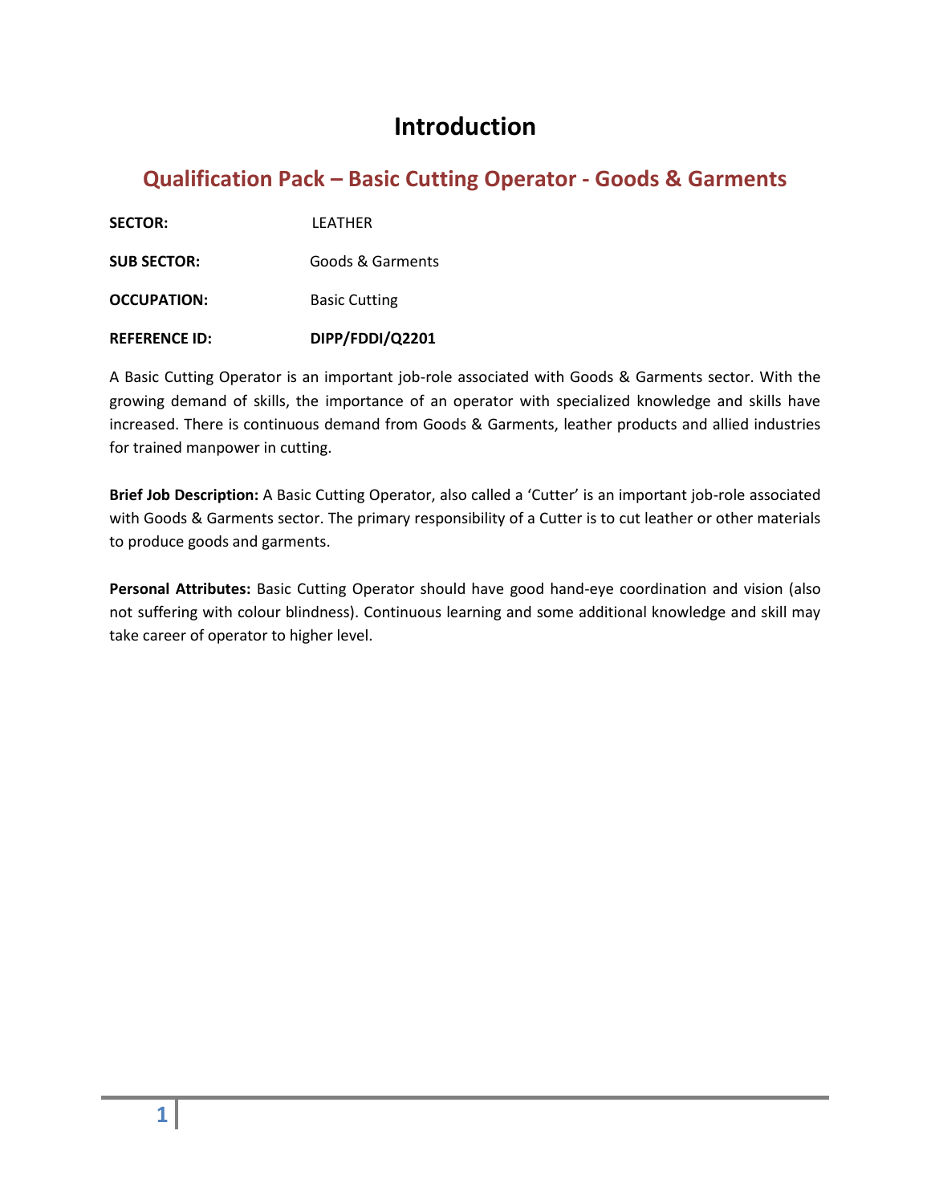# Introduction

## Qualification Pack – Basic Cutting Operator - Goods & Garments

**SECTOR:** LEATHER

**SUB SECTOR:** Goods & Garments

**OCCUPATION:** Basic Cutting

**REFERENCE ID:** **DIPP/FDDI/Q2201**

A Basic Cutting Operator is an important job-role associated with Goods & Garments sector. With the growing demand of skills, the importance of an operator with specialized knowledge and skills have increased. There is continuous demand from Goods & Garments, leather products and allied industries for trained manpower in cutting.

**Brief Job Description:** A Basic Cutting Operator, also called a 'Cutter' is an important job-role associated with Goods & Garments sector. The primary responsibility of a Cutter is to cut leather or other materials to produce goods and garments.

**Personal Attributes:** Basic Cutting Operator should have good hand-eye coordination and vision (also not suffering with colour blindness). Continuous learning and some additional knowledge and skill may take career of operator to higher level.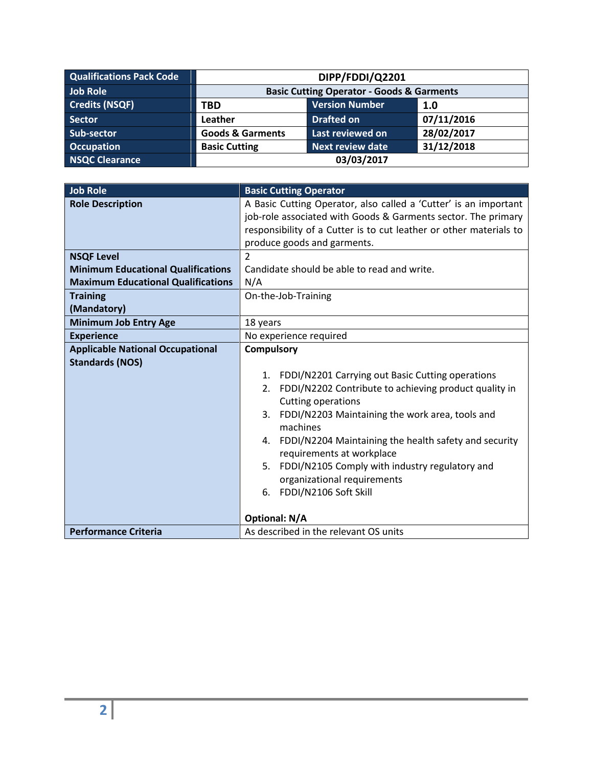| Qualifications Pack Code | DIPP/FDDI/Q2201 | | |
|---|---|---|---|
| Job Role | Basic Cutting Operator - Goods & Garments | | |
| Credits (NSQF) | TBD | Version Number | 1.0 |
| Sector | Leather | Drafted on | 07/11/2016 |
| Sub-sector | Goods & Garments | Last reviewed on | 28/02/2017 |
| Occupation | Basic Cutting | Next review date | 31/12/2018 |
| NSQC Clearance | 03/03/2017 | | |

| Job Role | Basic Cutting Operator |
|---|---|
| **Role Description** | A Basic Cutting Operator, also called a 'Cutter' is an important job-role associated with Goods & Garments sector. The primary responsibility of a Cutter is to cut leather or other materials to produce goods and garments. |
| **NSQF Level**<br>**Minimum Educational Qualifications**<br>**Maximum Educational Qualifications** | 2<br>Candidate should be able to read and write.<br>N/A |
| **Training (Mandatory)** | On-the-Job-Training |
| **Minimum Job Entry Age** | 18 years |
| **Experience** | No experience required |
| **Applicable National Occupational Standards (NOS)** | **Compulsory**<br><br>1. FDDI/N2201 Carrying out Basic Cutting operations<br>2. FDDI/N2202 Contribute to achieving product quality in Cutting operations<br>3. FDDI/N2203 Maintaining the work area, tools and machines<br>4. FDDI/N2204 Maintaining the health safety and security requirements at workplace<br>5. FDDI/N2105 Comply with industry regulatory and organizational requirements<br>6. FDDI/N2106 Soft Skill<br><br>**Optional: N/A** |
| **Performance Criteria** | As described in the relevant OS units |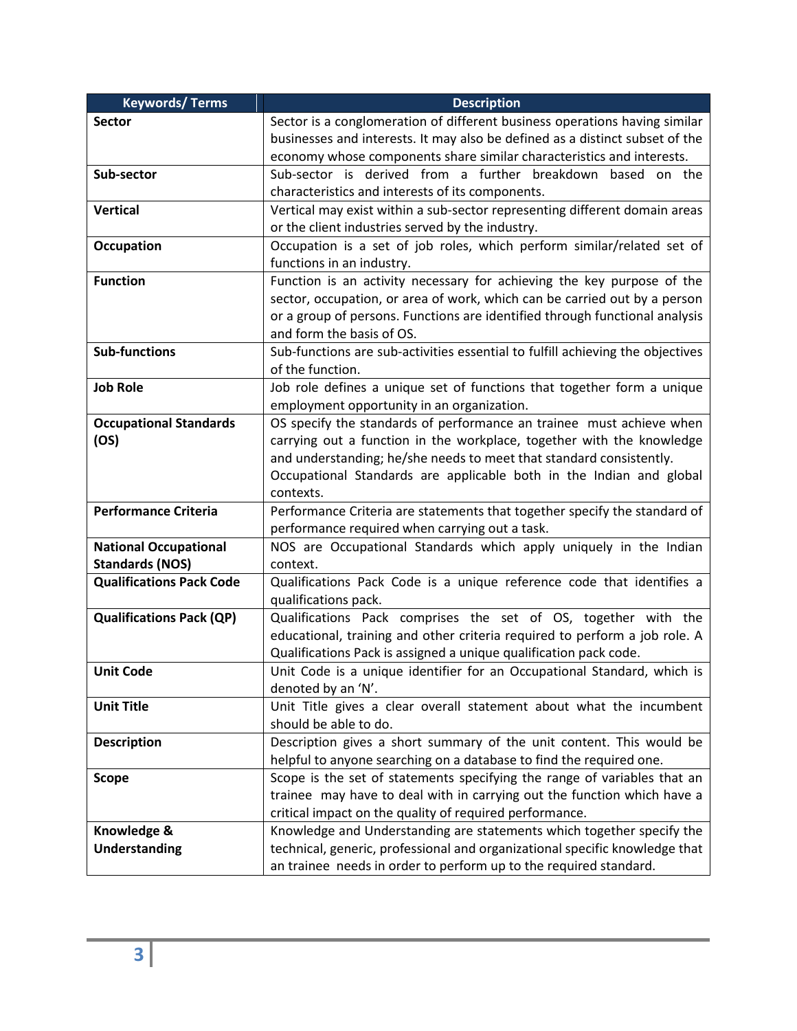| Keywords/ Terms | Description |
|---|---|
| **Sector** | Sector is a conglomeration of different business operations having similar businesses and interests. It may also be defined as a distinct subset of the economy whose components share similar characteristics and interests. |
| **Sub-sector** | Sub-sector is derived from a further breakdown based on the characteristics and interests of its components. |
| **Vertical** | Vertical may exist within a sub-sector representing different domain areas or the client industries served by the industry. |
| **Occupation** | Occupation is a set of job roles, which perform similar/related set of functions in an industry. |
| **Function** | Function is an activity necessary for achieving the key purpose of the sector, occupation, or area of work, which can be carried out by a person or a group of persons. Functions are identified through functional analysis and form the basis of OS. |
| **Sub-functions** | Sub-functions are sub-activities essential to fulfill achieving the objectives of the function. |
| **Job Role** | Job role defines a unique set of functions that together form a unique employment opportunity in an organization. |
| **Occupational Standards (OS)** | OS specify the standards of performance an trainee must achieve when carrying out a function in the workplace, together with the knowledge and understanding; he/she needs to meet that standard consistently. Occupational Standards are applicable both in the Indian and global contexts. |
| **Performance Criteria** | Performance Criteria are statements that together specify the standard of performance required when carrying out a task. |
| **National Occupational Standards (NOS)** | NOS are Occupational Standards which apply uniquely in the Indian context. |
| **Qualifications Pack Code** | Qualifications Pack Code is a unique reference code that identifies a qualifications pack. |
| **Qualifications Pack (QP)** | Qualifications Pack comprises the set of OS, together with the educational, training and other criteria required to perform a job role. A Qualifications Pack is assigned a unique qualification pack code. |
| **Unit Code** | Unit Code is a unique identifier for an Occupational Standard, which is denoted by an 'N'. |
| **Unit Title** | Unit Title gives a clear overall statement about what the incumbent should be able to do. |
| **Description** | Description gives a short summary of the unit content. This would be helpful to anyone searching on a database to find the required one. |
| **Scope** | Scope is the set of statements specifying the range of variables that an trainee may have to deal with in carrying out the function which have a critical impact on the quality of required performance. |
| **Knowledge & Understanding** | Knowledge and Understanding are statements which together specify the technical, generic, professional and organizational specific knowledge that an trainee needs in order to perform up to the required standard. |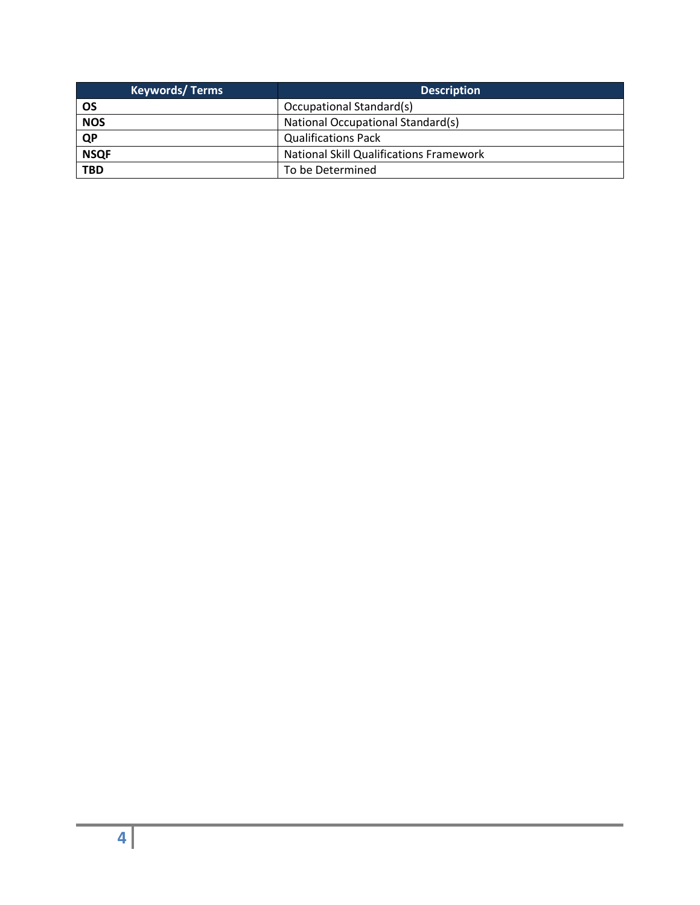| Keywords/ Terms | Description |
| --- | --- |
| **OS** | Occupational Standard(s) |
| **NOS** | National Occupational Standard(s) |
| **QP** | Qualifications Pack |
| **NSQF** | National Skill Qualifications Framework |
| **TBD** | To be Determined |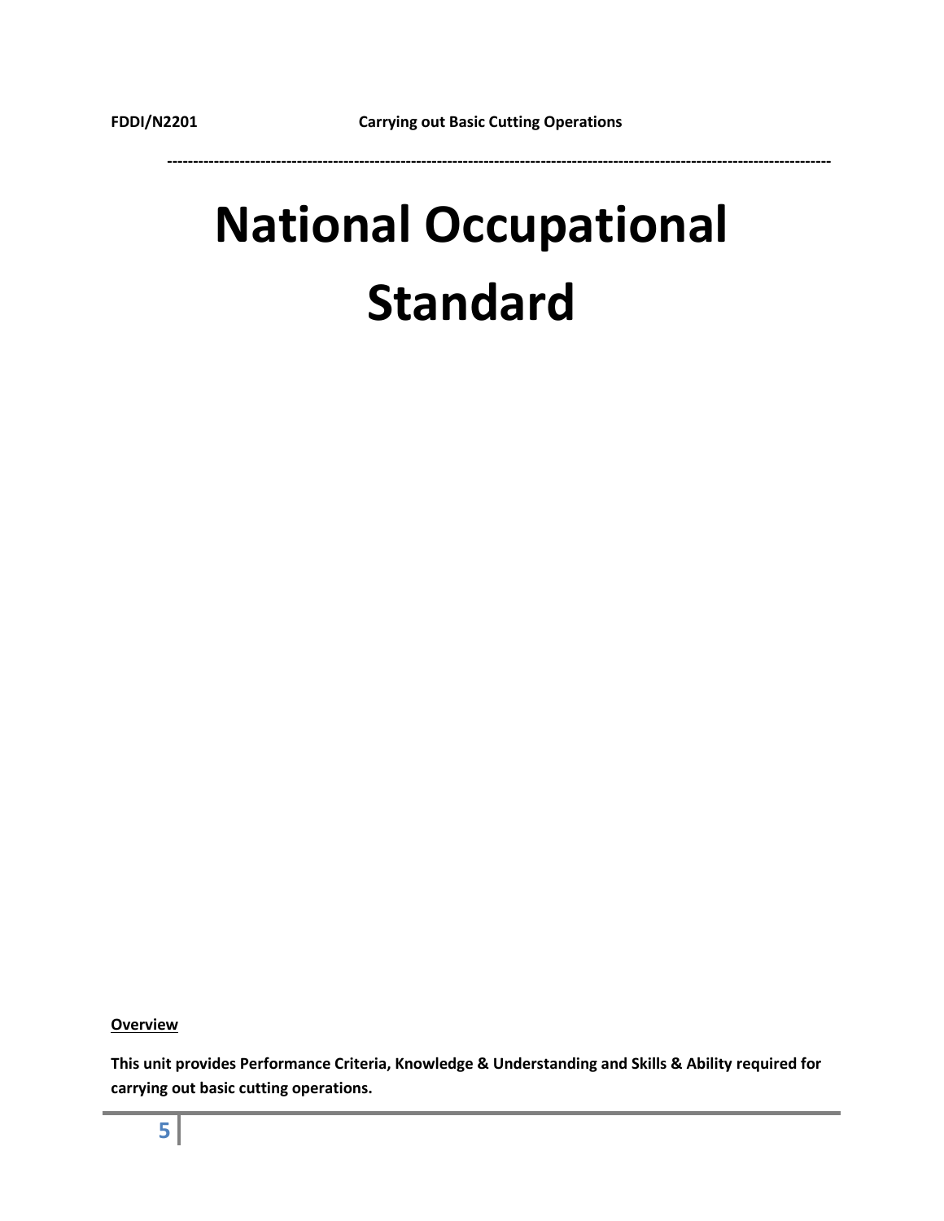# National Occupational Standard

**Overview**

**This unit provides Performance Criteria, Knowledge & Understanding and Skills & Ability required for carrying out basic cutting operations.**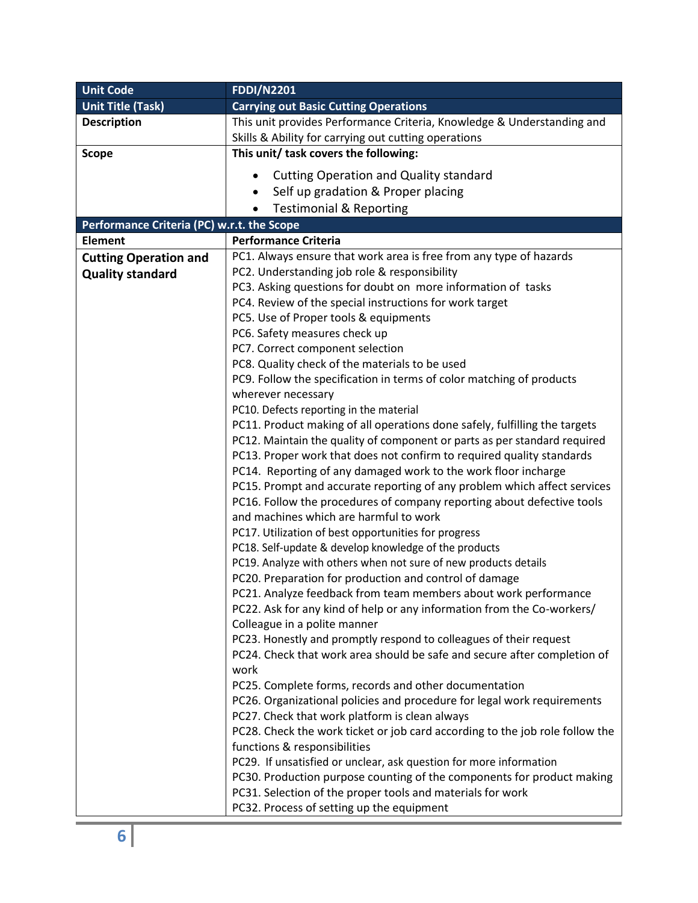| Unit Code | FDDI/N2201 |
|---|---|
| **Unit Title (Task)** | **Carrying out Basic Cutting Operations** |
| **Description** | This unit provides Performance Criteria, Knowledge & Understanding and Skills & Ability for carrying out cutting operations |
| **Scope** | **This unit/ task covers the following:**<br>• Cutting Operation and Quality standard<br>• Self up gradation & Proper placing<br>• Testimonial & Reporting |
| **Performance Criteria (PC) w.r.t. the Scope** | |
| **Element** | **Performance Criteria** |
| **Cutting Operation and Quality standard** | PC1. Always ensure that work area is free from any type of hazards<br>PC2. Understanding job role & responsibility<br>PC3. Asking questions for doubt on more information of tasks<br>PC4. Review of the special instructions for work target<br>PC5. Use of Proper tools & equipments<br>PC6. Safety measures check up<br>PC7. Correct component selection<br>PC8. Quality check of the materials to be used<br>PC9. Follow the specification in terms of color matching of products wherever necessary<br>PC10. Defects reporting in the material<br>PC11. Product making of all operations done safely, fulfilling the targets<br>PC12. Maintain the quality of component or parts as per standard required<br>PC13. Proper work that does not confirm to required quality standards<br>PC14. Reporting of any damaged work to the work floor incharge<br>PC15. Prompt and accurate reporting of any problem which affect services<br>PC16. Follow the procedures of company reporting about defective tools and machines which are harmful to work<br>PC17. Utilization of best opportunities for progress<br>PC18. Self-update & develop knowledge of the products<br>PC19. Analyze with others when not sure of new products details<br>PC20. Preparation for production and control of damage<br>PC21. Analyze feedback from team members about work performance<br>PC22. Ask for any kind of help or any information from the Co-workers/ Colleague in a polite manner<br>PC23. Honestly and promptly respond to colleagues of their request<br>PC24. Check that work area should be safe and secure after completion of work<br>PC25. Complete forms, records and other documentation<br>PC26. Organizational policies and procedure for legal work requirements<br>PC27. Check that work platform is clean always<br>PC28. Check the work ticket or job card according to the job role follow the functions & responsibilities<br>PC29. If unsatisfied or unclear, ask question for more information<br>PC30. Production purpose counting of the components for product making<br>PC31. Selection of the proper tools and materials for work<br>PC32. Process of setting up the equipment |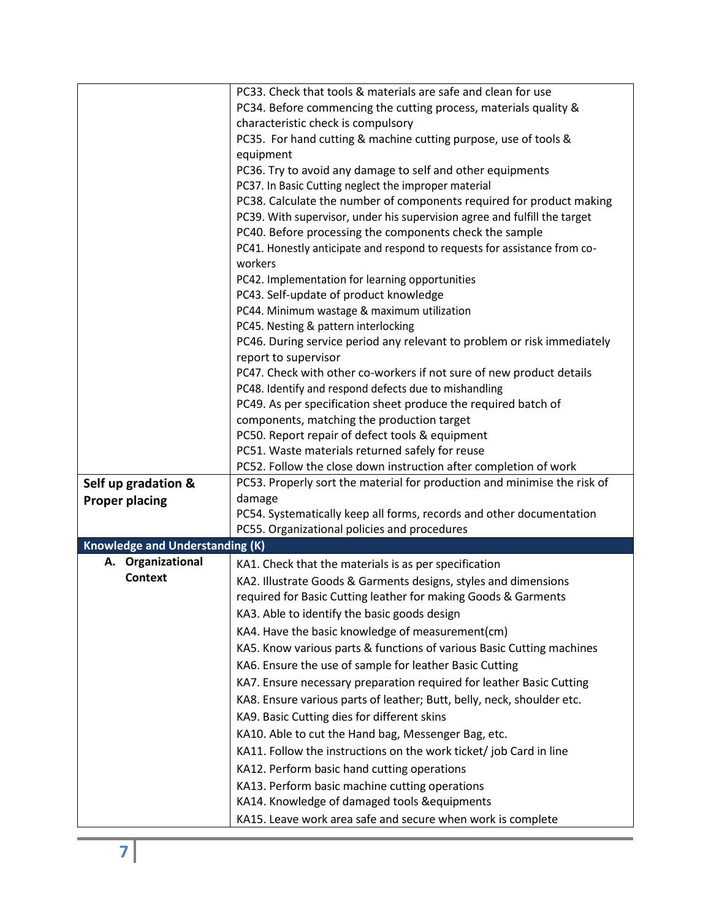| | |
|---|---|
| | PC33. Check that tools & materials are safe and clean for use<br>PC34. Before commencing the cutting process, materials quality & characteristic check is compulsory<br>PC35. For hand cutting & machine cutting purpose, use of tools & equipment<br>PC36. Try to avoid any damage to self and other equipments<br>PC37. In Basic Cutting neglect the improper material<br>PC38. Calculate the number of components required for product making<br>PC39. With supervisor, under his supervision agree and fulfill the target<br>PC40. Before processing the components check the sample<br>PC41. Honestly anticipate and respond to requests for assistance from co-workers<br>PC42. Implementation for learning opportunities<br>PC43. Self-update of product knowledge<br>PC44. Minimum wastage & maximum utilization<br>PC45. Nesting & pattern interlocking<br>PC46. During service period any relevant to problem or risk immediately report to supervisor<br>PC47. Check with other co-workers if not sure of new product details<br>PC48. Identify and respond defects due to mishandling<br>PC49. As per specification sheet produce the required batch of components, matching the production target<br>PC50. Report repair of defect tools & equipment<br>PC51. Waste materials returned safely for reuse<br>PC52. Follow the close down instruction after completion of work |
| **Self up gradation & Proper placing** | PC53. Properly sort the material for production and minimise the risk of damage<br>PC54. Systematically keep all forms, records and other documentation<br>PC55. Organizational policies and procedures |
| **Knowledge and Understanding (K)** | |
| **A. Organizational Context** | KA1. Check that the materials is as per specification<br>KA2. Illustrate Goods & Garments designs, styles and dimensions required for Basic Cutting leather for making Goods & Garments<br>KA3. Able to identify the basic goods design<br>KA4. Have the basic knowledge of measurement(cm)<br>KA5. Know various parts & functions of various Basic Cutting machines<br>KA6. Ensure the use of sample for leather Basic Cutting<br>KA7. Ensure necessary preparation required for leather Basic Cutting<br>KA8. Ensure various parts of leather; Butt, belly, neck, shoulder etc.<br>KA9. Basic Cutting dies for different skins<br>KA10. Able to cut the Hand bag, Messenger Bag, etc.<br>KA11. Follow the instructions on the work ticket/ job Card in line<br>KA12. Perform basic hand cutting operations<br>KA13. Perform basic machine cutting operations<br>KA14. Knowledge of damaged tools &equipments<br>KA15. Leave work area safe and secure when work is complete |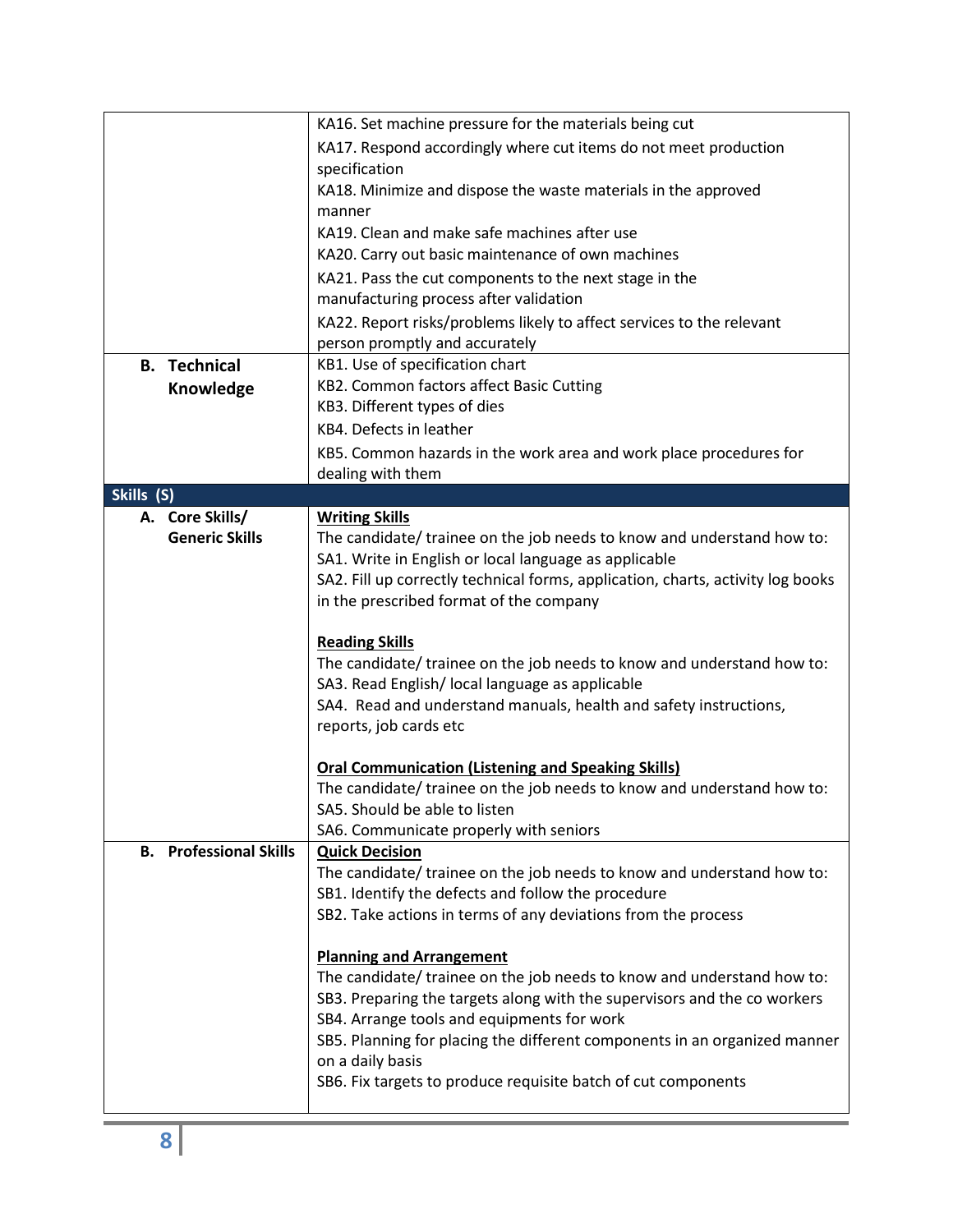| | |
|---|---|
| | KA16. Set machine pressure for the materials being cut<br>KA17. Respond accordingly where cut items do not meet production specification<br>KA18. Minimize and dispose the waste materials in the approved manner<br>KA19. Clean and make safe machines after use<br>KA20. Carry out basic maintenance of own machines<br>KA21. Pass the cut components to the next stage in the manufacturing process after validation<br>KA22. Report risks/problems likely to affect services to the relevant person promptly and accurately |
| **B. Technical Knowledge** | KB1. Use of specification chart<br>KB2. Common factors affect Basic Cutting<br>KB3. Different types of dies<br>KB4. Defects in leather<br>KB5. Common hazards in the work area and work place procedures for dealing with them |
| **Skills (S)** | |
| **A. Core Skills/ Generic Skills** | **Writing Skills**<br>The candidate/ trainee on the job needs to know and understand how to:<br>SA1. Write in English or local language as applicable<br>SA2. Fill up correctly technical forms, application, charts, activity log books in the prescribed format of the company<br><br>**Reading Skills**<br>The candidate/ trainee on the job needs to know and understand how to:<br>SA3. Read English/ local language as applicable<br>SA4. Read and understand manuals, health and safety instructions, reports, job cards etc<br><br>**Oral Communication (Listening and Speaking Skills)**<br>The candidate/ trainee on the job needs to know and understand how to:<br>SA5. Should be able to listen<br>SA6. Communicate properly with seniors |
| **B. Professional Skills** | **Quick Decision**<br>The candidate/ trainee on the job needs to know and understand how to:<br>SB1. Identify the defects and follow the procedure<br>SB2. Take actions in terms of any deviations from the process<br><br>**Planning and Arrangement**<br>The candidate/ trainee on the job needs to know and understand how to:<br>SB3. Preparing the targets along with the supervisors and the co workers<br>SB4. Arrange tools and equipments for work<br>SB5. Planning for placing the different components in an organized manner on a daily basis<br>SB6. Fix targets to produce requisite batch of cut components |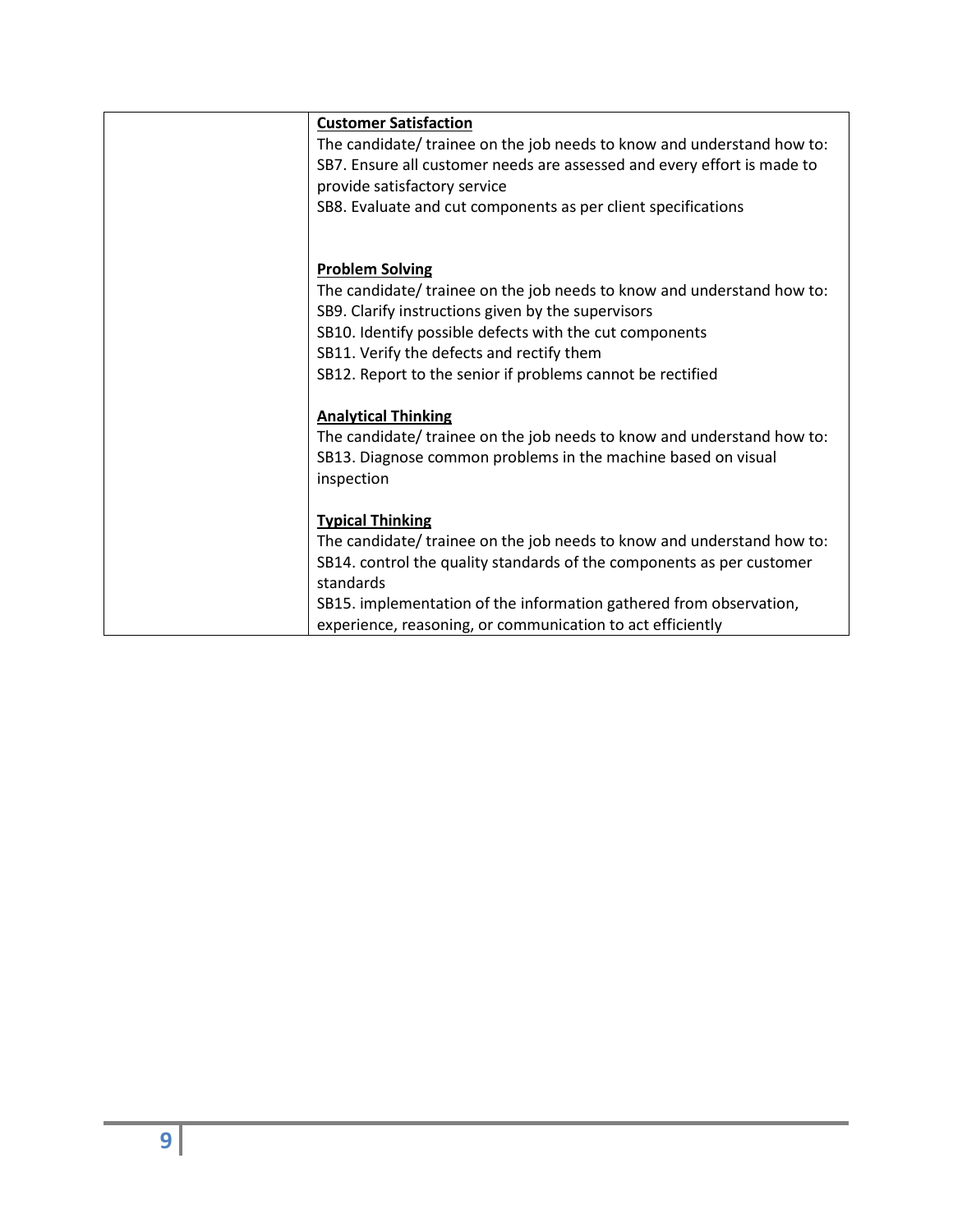| | |
|---|---|
| | **Customer Satisfaction**<br>The candidate/ trainee on the job needs to know and understand how to:<br>SB7. Ensure all customer needs are assessed and every effort is made to provide satisfactory service<br>SB8. Evaluate and cut components as per client specifications<br><br>**Problem Solving**<br>The candidate/ trainee on the job needs to know and understand how to:<br>SB9. Clarify instructions given by the supervisors<br>SB10. Identify possible defects with the cut components<br>SB11. Verify the defects and rectify them<br>SB12. Report to the senior if problems cannot be rectified<br><br>**Analytical Thinking**<br>The candidate/ trainee on the job needs to know and understand how to:<br>SB13. Diagnose common problems in the machine based on visual inspection<br><br>**Typical Thinking**<br>The candidate/ trainee on the job needs to know and understand how to:<br>SB14. control the quality standards of the components as per customer standards<br>SB15. implementation of the information gathered from observation, experience, reasoning, or communication to act efficiently |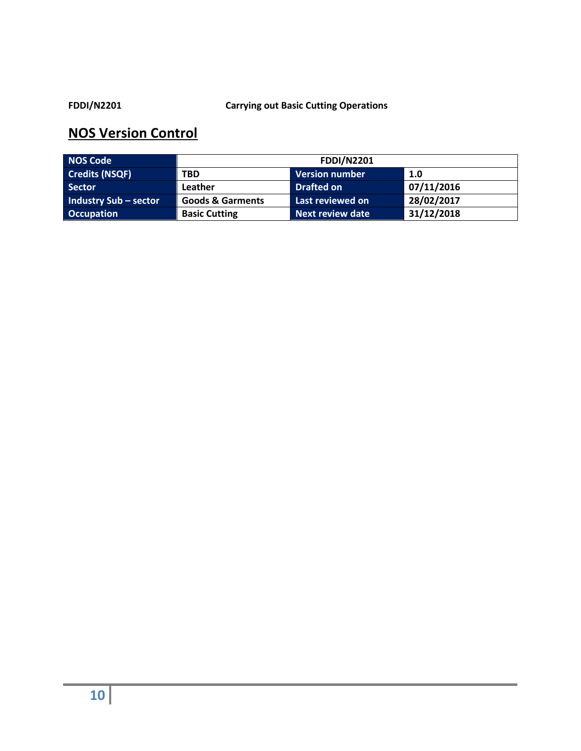## NOS Version Control

| NOS Code | FDDI/N2201 | | |
|---|---|---|---|
| Credits (NSQF) | TBD | Version number | 1.0 |
| Sector | Leather | Drafted on | 07/11/2016 |
| Industry Sub – sector | Goods & Garments | Last reviewed on | 28/02/2017 |
| Occupation | Basic Cutting | Next review date | 31/12/2018 |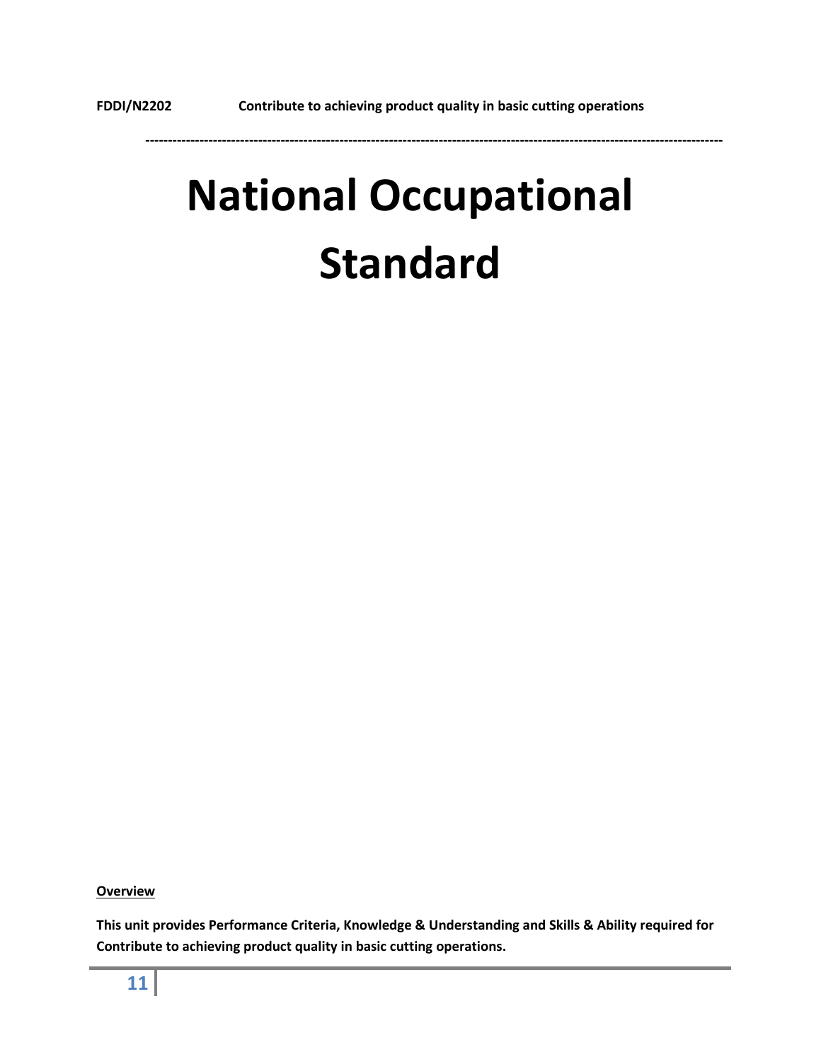# National Occupational Standard

**Overview**

**This unit provides Performance Criteria, Knowledge & Understanding and Skills & Ability required for Contribute to achieving product quality in basic cutting operations.**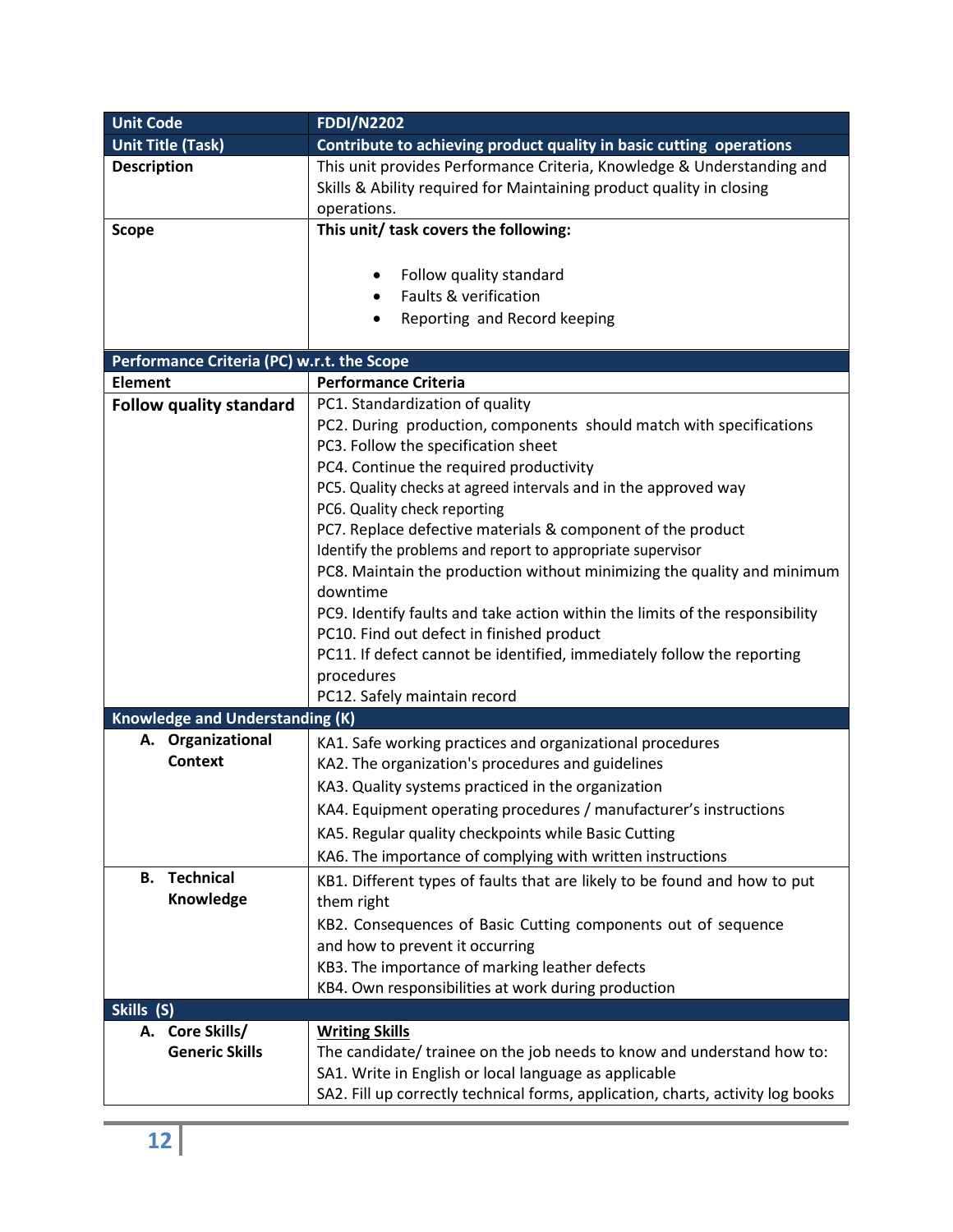| Unit Code | FDDI/N2202 |
|---|---|
| **Unit Title (Task)** | **Contribute to achieving product quality in basic cutting operations** |
| **Description** | This unit provides Performance Criteria, Knowledge & Understanding and Skills & Ability required for Maintaining product quality in closing operations. |
| **Scope** | **This unit/ task covers the following:**<br><br>• Follow quality standard<br>• Faults & verification<br>• Reporting and Record keeping |
| **Performance Criteria (PC) w.r.t. the Scope** | |
| **Element** | **Performance Criteria** |
| **Follow quality standard** | PC1. Standardization of quality<br>PC2. During production, components should match with specifications<br>PC3. Follow the specification sheet<br>PC4. Continue the required productivity<br>PC5. Quality checks at agreed intervals and in the approved way<br>PC6. Quality check reporting<br>PC7. Replace defective materials & component of the product<br>Identify the problems and report to appropriate supervisor<br>PC8. Maintain the production without minimizing the quality and minimum downtime<br>PC9. Identify faults and take action within the limits of the responsibility<br>PC10. Find out defect in finished product<br>PC11. If defect cannot be identified, immediately follow the reporting procedures<br>PC12. Safely maintain record |
| **Knowledge and Understanding (K)** | |
| **A. Organizational Context** | KA1. Safe working practices and organizational procedures<br>KA2. The organization's procedures and guidelines<br>KA3. Quality systems practiced in the organization<br>KA4. Equipment operating procedures / manufacturer's instructions<br>KA5. Regular quality checkpoints while Basic Cutting<br>KA6. The importance of complying with written instructions |
| **B. Technical Knowledge** | KB1. Different types of faults that are likely to be found and how to put them right<br>KB2. Consequences of Basic Cutting components out of sequence and how to prevent it occurring<br>KB3. The importance of marking leather defects<br>KB4. Own responsibilities at work during production |
| **Skills (S)** | |
| **A. Core Skills/ Generic Skills** | **Writing Skills**<br>The candidate/ trainee on the job needs to know and understand how to:<br>SA1. Write in English or local language as applicable<br>SA2. Fill up correctly technical forms, application, charts, activity log books |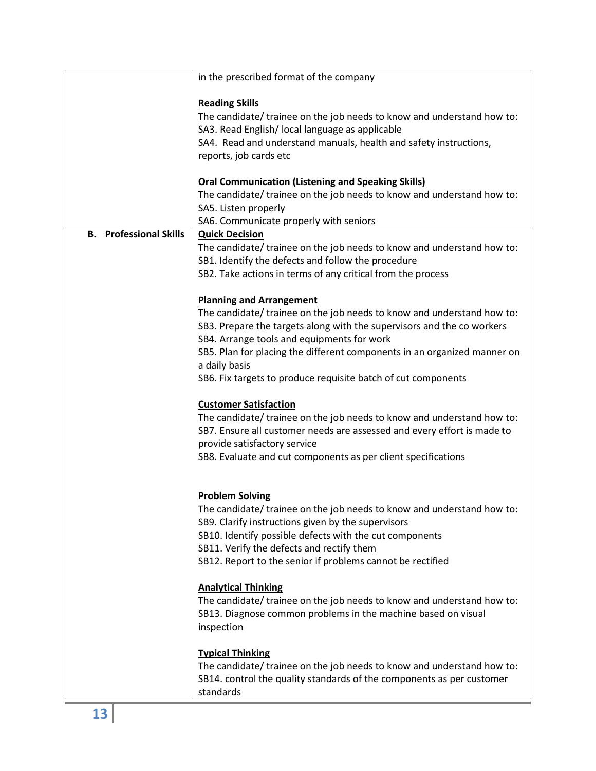| | |
|---|---|
| | in the prescribed format of the company<br><br>**Reading Skills**<br>The candidate/ trainee on the job needs to know and understand how to:<br>SA3. Read English/ local language as applicable<br>SA4. Read and understand manuals, health and safety instructions, reports, job cards etc<br><br>**Oral Communication (Listening and Speaking Skills)**<br>The candidate/ trainee on the job needs to know and understand how to:<br>SA5. Listen properly<br>SA6. Communicate properly with seniors |
| **B. Professional Skills** | **Quick Decision**<br>The candidate/ trainee on the job needs to know and understand how to:<br>SB1. Identify the defects and follow the procedure<br>SB2. Take actions in terms of any critical from the process<br><br>**Planning and Arrangement**<br>The candidate/ trainee on the job needs to know and understand how to:<br>SB3. Prepare the targets along with the supervisors and the co workers<br>SB4. Arrange tools and equipments for work<br>SB5. Plan for placing the different components in an organized manner on a daily basis<br>SB6. Fix targets to produce requisite batch of cut components<br><br>**Customer Satisfaction**<br>The candidate/ trainee on the job needs to know and understand how to:<br>SB7. Ensure all customer needs are assessed and every effort is made to provide satisfactory service<br>SB8. Evaluate and cut components as per client specifications<br><br>**Problem Solving**<br>The candidate/ trainee on the job needs to know and understand how to:<br>SB9. Clarify instructions given by the supervisors<br>SB10. Identify possible defects with the cut components<br>SB11. Verify the defects and rectify them<br>SB12. Report to the senior if problems cannot be rectified<br><br>**Analytical Thinking**<br>The candidate/ trainee on the job needs to know and understand how to:<br>SB13. Diagnose common problems in the machine based on visual inspection<br><br>**Typical Thinking**<br>The candidate/ trainee on the job needs to know and understand how to:<br>SB14. control the quality standards of the components as per customer standards |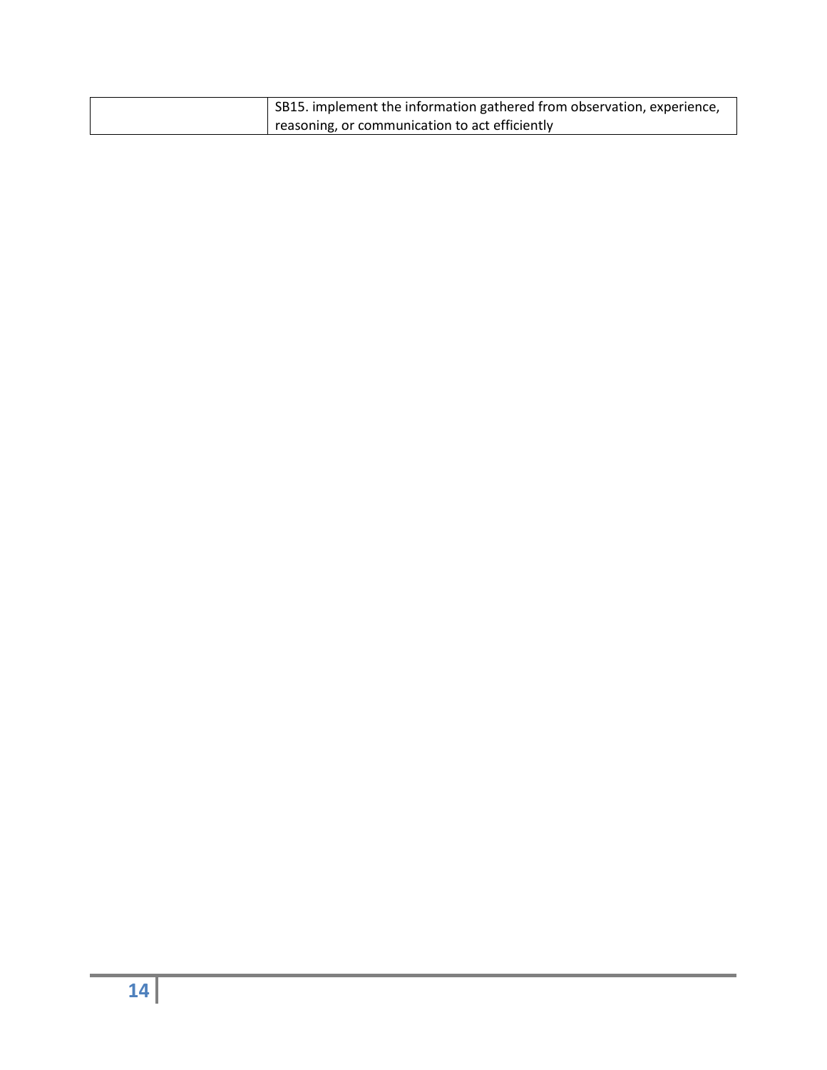| | |
|---|---|
| | SB15. implement the information gathered from observation, experience, reasoning, or communication to act efficiently |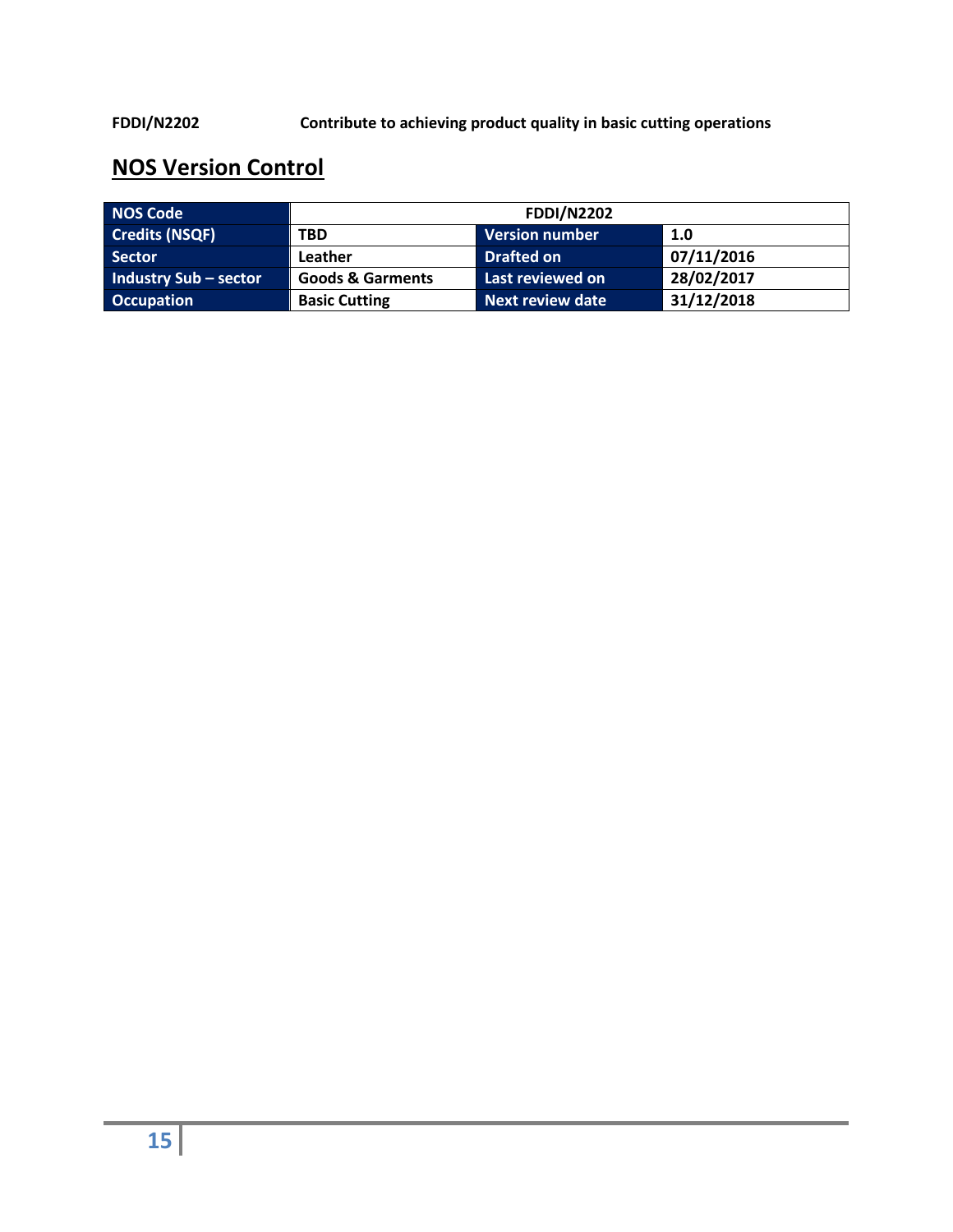**FDDI/N2202** **Contribute to achieving product quality in basic cutting operations**

## NOS Version Control

| NOS Code | FDDI/N2202 | | |
|---|---|---|---|
| Credits (NSQF) | TBD | Version number | 1.0 |
| Sector | Leather | Drafted on | 07/11/2016 |
| Industry Sub – sector | Goods & Garments | Last reviewed on | 28/02/2017 |
| Occupation | Basic Cutting | Next review date | 31/12/2018 |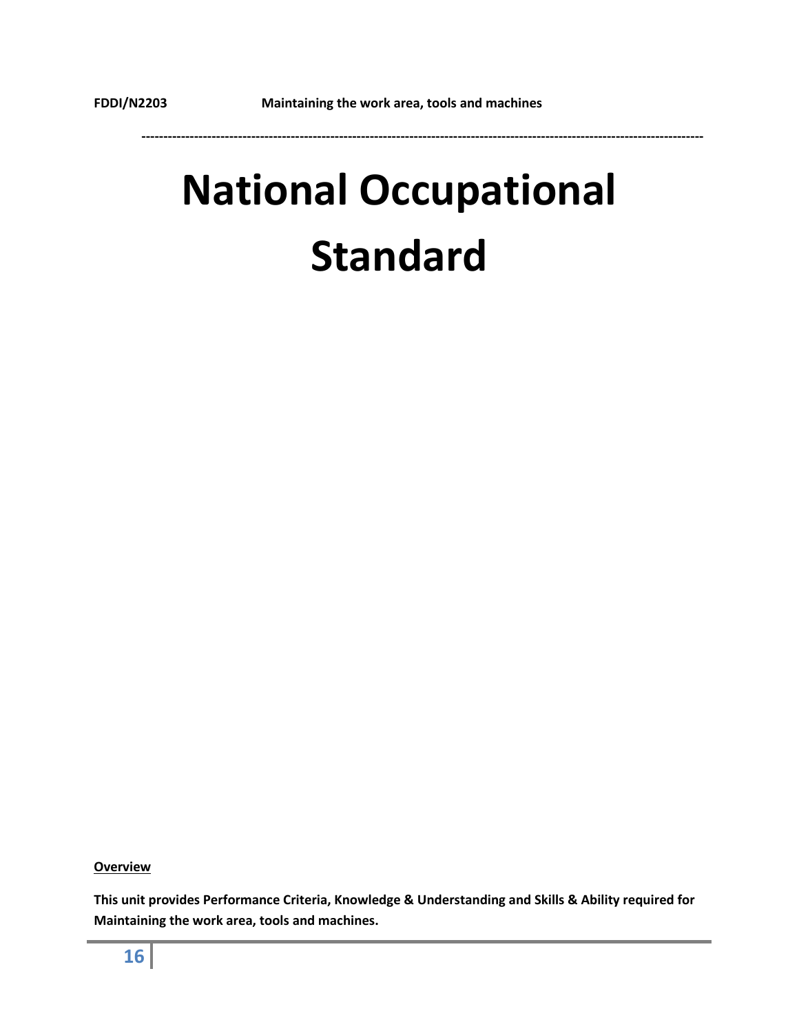# National Occupational Standard

**Overview**

**This unit provides Performance Criteria, Knowledge & Understanding and Skills & Ability required for Maintaining the work area, tools and machines.**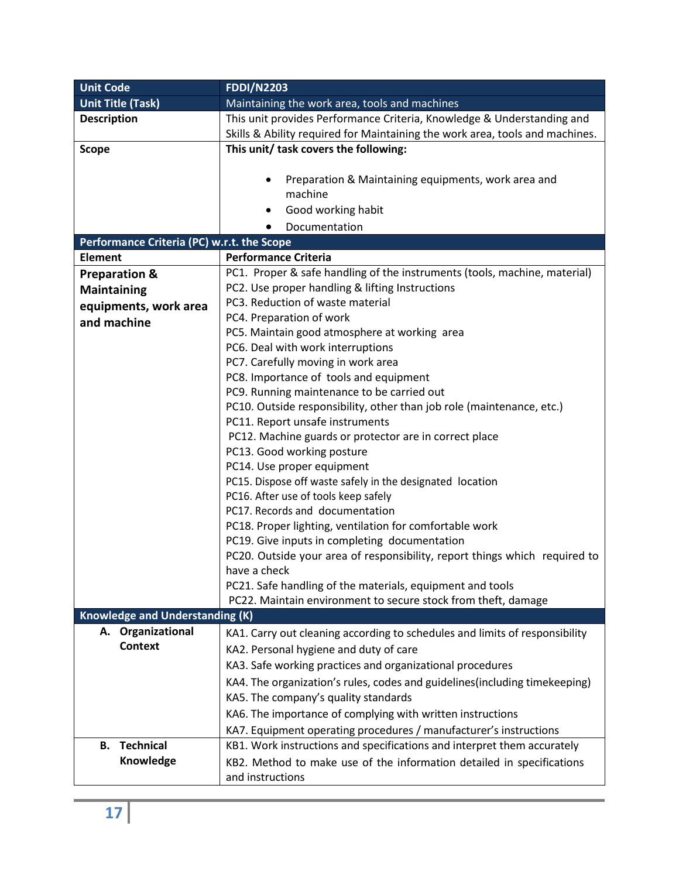| Unit Code | FDDI/N2203 |
|---|---|
| **Unit Title (Task)** | Maintaining the work area, tools and machines |
| **Description** | This unit provides Performance Criteria, Knowledge & Understanding and Skills & Ability required for Maintaining the work area, tools and machines. |
| **Scope** | **This unit/ task covers the following:**<br><br>• Preparation & Maintaining equipments, work area and machine<br>• Good working habit<br>• Documentation |
| **Performance Criteria (PC) w.r.t. the Scope** | |
| **Element** | **Performance Criteria** |
| **Preparation & Maintaining equipments, work area and machine** | PC1. Proper & safe handling of the instruments (tools, machine, material)<br>PC2. Use proper handling & lifting Instructions<br>PC3. Reduction of waste material<br>PC4. Preparation of work<br>PC5. Maintain good atmosphere at working area<br>PC6. Deal with work interruptions<br>PC7. Carefully moving in work area<br>PC8. Importance of tools and equipment<br>PC9. Running maintenance to be carried out<br>PC10. Outside responsibility, other than job role (maintenance, etc.)<br>PC11. Report unsafe instruments<br>PC12. Machine guards or protector are in correct place<br>PC13. Good working posture<br>PC14. Use proper equipment<br>PC15. Dispose off waste safely in the designated location<br>PC16. After use of tools keep safely<br>PC17. Records and documentation<br>PC18. Proper lighting, ventilation for comfortable work<br>PC19. Give inputs in completing documentation<br>PC20. Outside your area of responsibility, report things which required to have a check<br>PC21. Safe handling of the materials, equipment and tools<br>PC22. Maintain environment to secure stock from theft, damage |
| **Knowledge and Understanding (K)** | |
| **A. Organizational Context** | KA1. Carry out cleaning according to schedules and limits of responsibility<br>KA2. Personal hygiene and duty of care<br>KA3. Safe working practices and organizational procedures<br>KA4. The organization's rules, codes and guidelines(including timekeeping)<br>KA5. The company's quality standards<br>KA6. The importance of complying with written instructions<br>KA7. Equipment operating procedures / manufacturer's instructions |
| **B. Technical Knowledge** | KB1. Work instructions and specifications and interpret them accurately<br>KB2. Method to make use of the information detailed in specifications and instructions |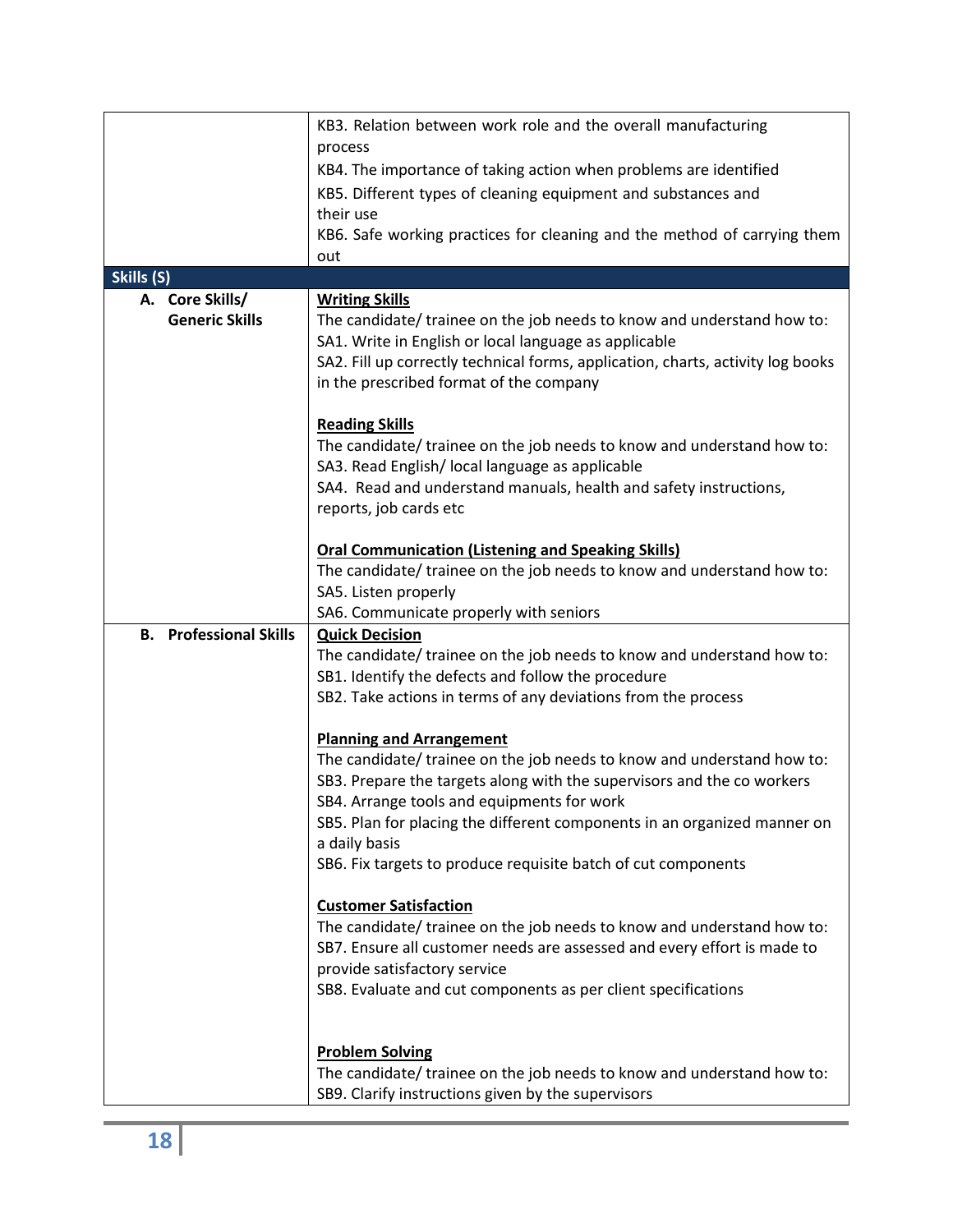| | |
|---|---|
| | KB3. Relation between work role and the overall manufacturing process<br>KB4. The importance of taking action when problems are identified<br>KB5. Different types of cleaning equipment and substances and their use<br>KB6. Safe working practices for cleaning and the method of carrying them out |
| **Skills (S)** | |
| **A. Core Skills/ Generic Skills** | **Writing Skills**<br>The candidate/ trainee on the job needs to know and understand how to:<br>SA1. Write in English or local language as applicable<br>SA2. Fill up correctly technical forms, application, charts, activity log books in the prescribed format of the company<br><br>**Reading Skills**<br>The candidate/ trainee on the job needs to know and understand how to:<br>SA3. Read English/ local language as applicable<br>SA4. Read and understand manuals, health and safety instructions, reports, job cards etc<br><br>**Oral Communication (Listening and Speaking Skills)**<br>The candidate/ trainee on the job needs to know and understand how to:<br>SA5. Listen properly<br>SA6. Communicate properly with seniors |
| **B. Professional Skills** | **Quick Decision**<br>The candidate/ trainee on the job needs to know and understand how to:<br>SB1. Identify the defects and follow the procedure<br>SB2. Take actions in terms of any deviations from the process<br><br>**Planning and Arrangement**<br>The candidate/ trainee on the job needs to know and understand how to:<br>SB3. Prepare the targets along with the supervisors and the co workers<br>SB4. Arrange tools and equipments for work<br>SB5. Plan for placing the different components in an organized manner on a daily basis<br>SB6. Fix targets to produce requisite batch of cut components<br><br>**Customer Satisfaction**<br>The candidate/ trainee on the job needs to know and understand how to:<br>SB7. Ensure all customer needs are assessed and every effort is made to provide satisfactory service<br>SB8. Evaluate and cut components as per client specifications<br><br>**Problem Solving**<br>The candidate/ trainee on the job needs to know and understand how to:<br>SB9. Clarify instructions given by the supervisors |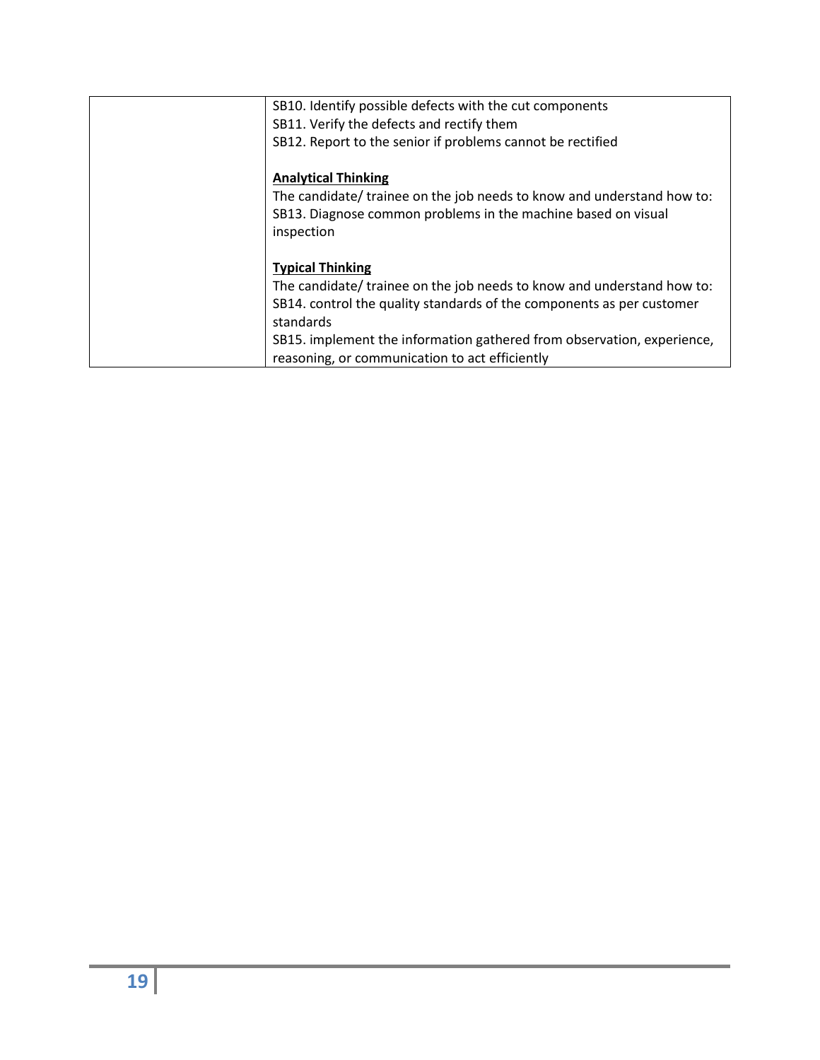|  | SB10. Identify possible defects with the cut components<br>SB11. Verify the defects and rectify them<br>SB12. Report to the senior if problems cannot be rectified<br><br>**<u>Analytical Thinking</u>**<br>The candidate/ trainee on the job needs to know and understand how to:<br>SB13. Diagnose common problems in the machine based on visual inspection<br><br>**<u>Typical Thinking</u>**<br>The candidate/ trainee on the job needs to know and understand how to:<br>SB14. control the quality standards of the components as per customer standards<br>SB15. implement the information gathered from observation, experience, reasoning, or communication to act efficiently |
|---|---|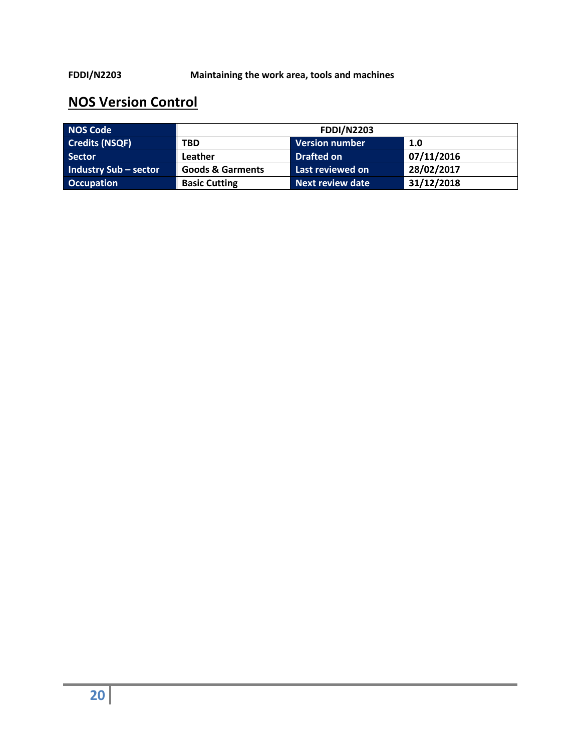**FDDI/N2203** **Maintaining the work area, tools and machines**

## NOS Version Control

| NOS Code | FDDI/N2203 | | |
|---|---|---|---|
| Credits (NSQF) | TBD | Version number | 1.0 |
| Sector | Leather | Drafted on | 07/11/2016 |
| Industry Sub – sector | Goods & Garments | Last reviewed on | 28/02/2017 |
| Occupation | Basic Cutting | Next review date | 31/12/2018 |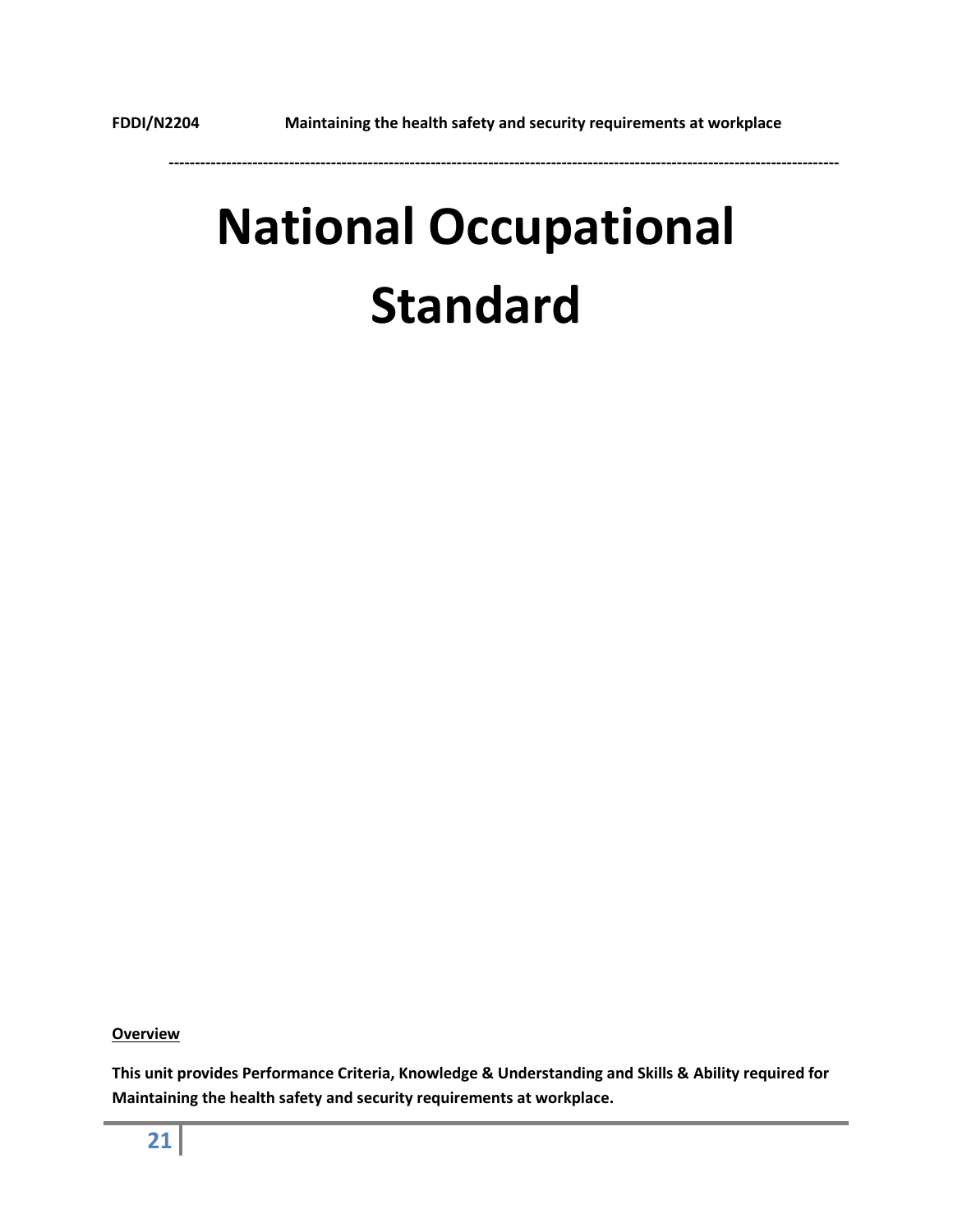# National Occupational Standard

**Overview**

**This unit provides Performance Criteria, Knowledge & Understanding and Skills & Ability required for Maintaining the health safety and security requirements at workplace.**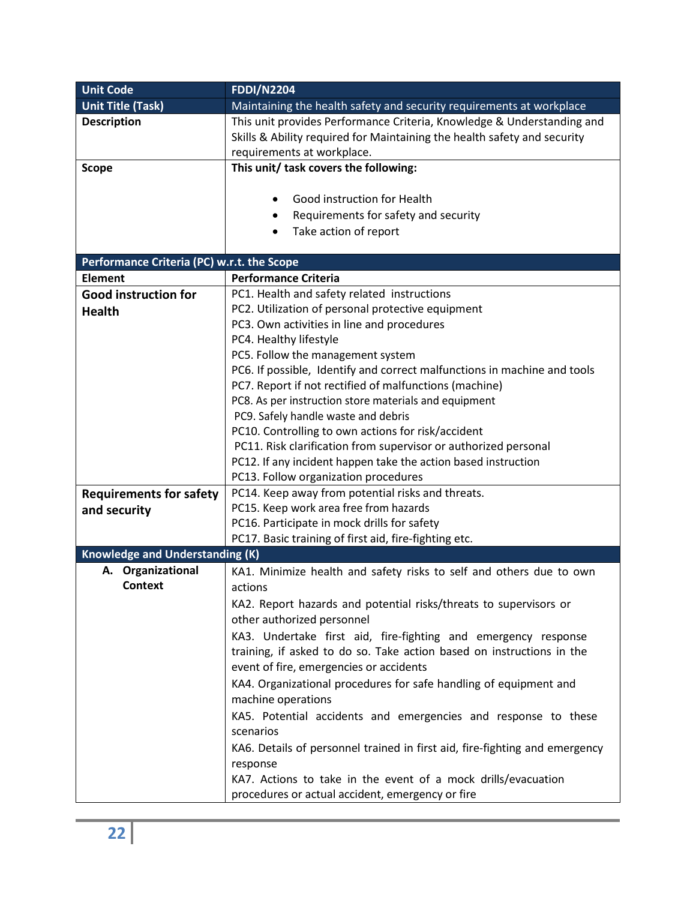| Unit Code | FDDI/N2204 |
|---|---|
| **Unit Title (Task)** | Maintaining the health safety and security requirements at workplace |
| **Description** | This unit provides Performance Criteria, Knowledge & Understanding and Skills & Ability required for Maintaining the health safety and security requirements at workplace. |
| **Scope** | **This unit/ task covers the following:**<br><br>• Good instruction for Health<br>• Requirements for safety and security<br>• Take action of report |
| **Performance Criteria (PC) w.r.t. the Scope** | |
| **Element** | **Performance Criteria** |
| **Good instruction for Health** | PC1. Health and safety related instructions<br>PC2. Utilization of personal protective equipment<br>PC3. Own activities in line and procedures<br>PC4. Healthy lifestyle<br>PC5. Follow the management system<br>PC6. If possible, Identify and correct malfunctions in machine and tools<br>PC7. Report if not rectified of malfunctions (machine)<br>PC8. As per instruction store materials and equipment<br>PC9. Safely handle waste and debris<br>PC10. Controlling to own actions for risk/accident<br>PC11. Risk clarification from supervisor or authorized personal<br>PC12. If any incident happen take the action based instruction<br>PC13. Follow organization procedures |
| **Requirements for safety and security** | PC14. Keep away from potential risks and threats.<br>PC15. Keep work area free from hazards<br>PC16. Participate in mock drills for safety<br>PC17. Basic training of first aid, fire-fighting etc. |
| **Knowledge and Understanding (K)** | |
| **A. Organizational Context** | KA1. Minimize health and safety risks to self and others due to own actions<br>KA2. Report hazards and potential risks/threats to supervisors or other authorized personnel<br>KA3. Undertake first aid, fire-fighting and emergency response training, if asked to do so. Take action based on instructions in the event of fire, emergencies or accidents<br>KA4. Organizational procedures for safe handling of equipment and machine operations<br>KA5. Potential accidents and emergencies and response to these scenarios<br>KA6. Details of personnel trained in first aid, fire-fighting and emergency response<br>KA7. Actions to take in the event of a mock drills/evacuation procedures or actual accident, emergency or fire |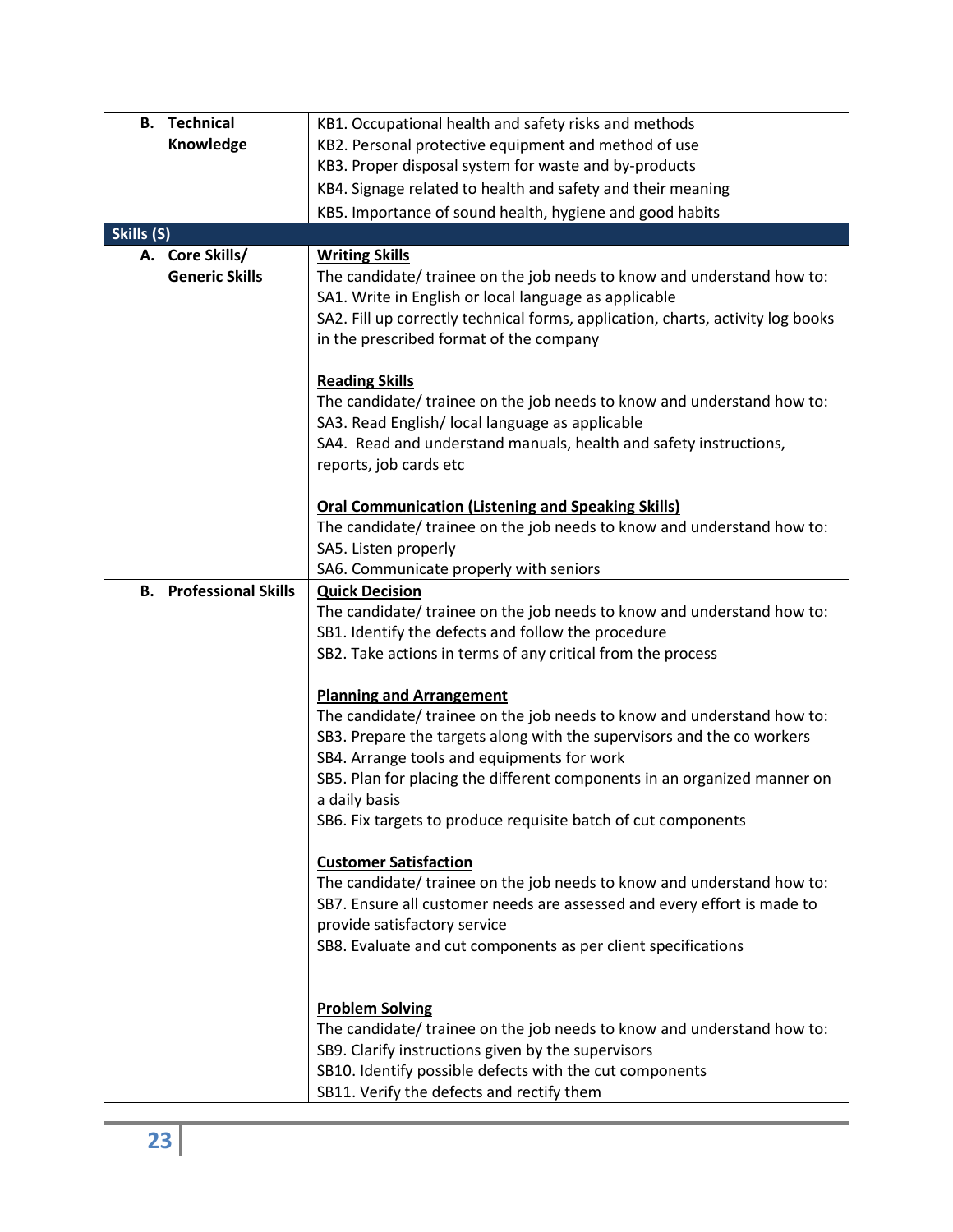| | |
|---|---|
| **B. Technical Knowledge** | KB1. Occupational health and safety risks and methods<br>KB2. Personal protective equipment and method of use<br>KB3. Proper disposal system for waste and by-products<br>KB4. Signage related to health and safety and their meaning<br>KB5. Importance of sound health, hygiene and good habits |
| **Skills (S)** | |
| **A. Core Skills/ Generic Skills** | **Writing Skills**<br>The candidate/ trainee on the job needs to know and understand how to:<br>SA1. Write in English or local language as applicable<br>SA2. Fill up correctly technical forms, application, charts, activity log books in the prescribed format of the company<br><br>**Reading Skills**<br>The candidate/ trainee on the job needs to know and understand how to:<br>SA3. Read English/ local language as applicable<br>SA4. Read and understand manuals, health and safety instructions, reports, job cards etc<br><br>**Oral Communication (Listening and Speaking Skills)**<br>The candidate/ trainee on the job needs to know and understand how to:<br>SA5. Listen properly<br>SA6. Communicate properly with seniors |
| **B. Professional Skills** | **Quick Decision**<br>The candidate/ trainee on the job needs to know and understand how to:<br>SB1. Identify the defects and follow the procedure<br>SB2. Take actions in terms of any critical from the process<br><br>**Planning and Arrangement**<br>The candidate/ trainee on the job needs to know and understand how to:<br>SB3. Prepare the targets along with the supervisors and the co workers<br>SB4. Arrange tools and equipments for work<br>SB5. Plan for placing the different components in an organized manner on a daily basis<br>SB6. Fix targets to produce requisite batch of cut components<br><br>**Customer Satisfaction**<br>The candidate/ trainee on the job needs to know and understand how to:<br>SB7. Ensure all customer needs are assessed and every effort is made to provide satisfactory service<br>SB8. Evaluate and cut components as per client specifications<br><br>**Problem Solving**<br>The candidate/ trainee on the job needs to know and understand how to:<br>SB9. Clarify instructions given by the supervisors<br>SB10. Identify possible defects with the cut components<br>SB11. Verify the defects and rectify them |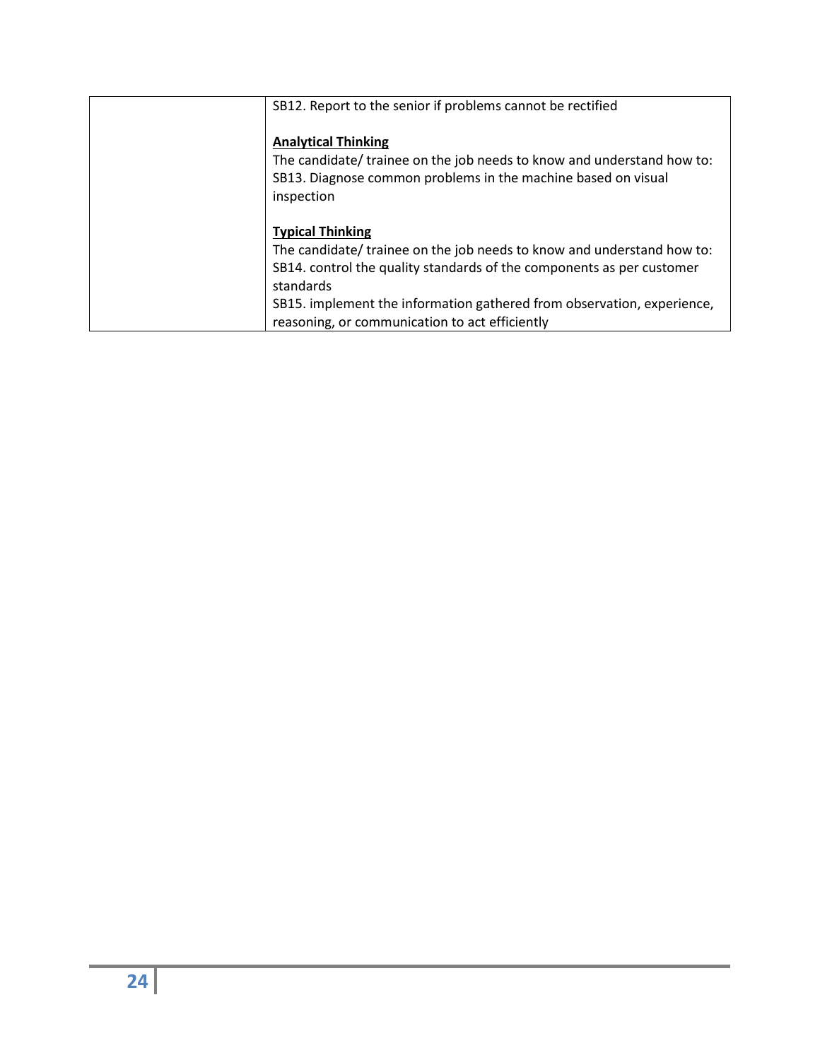| | |
|---|---|
| | SB12. Report to the senior if problems cannot be rectified<br><br>**<u>Analytical Thinking</u>**<br>The candidate/ trainee on the job needs to know and understand how to:<br>SB13. Diagnose common problems in the machine based on visual inspection<br><br>**<u>Typical Thinking</u>**<br>The candidate/ trainee on the job needs to know and understand how to:<br>SB14. control the quality standards of the components as per customer standards<br>SB15. implement the information gathered from observation, experience, reasoning, or communication to act efficiently |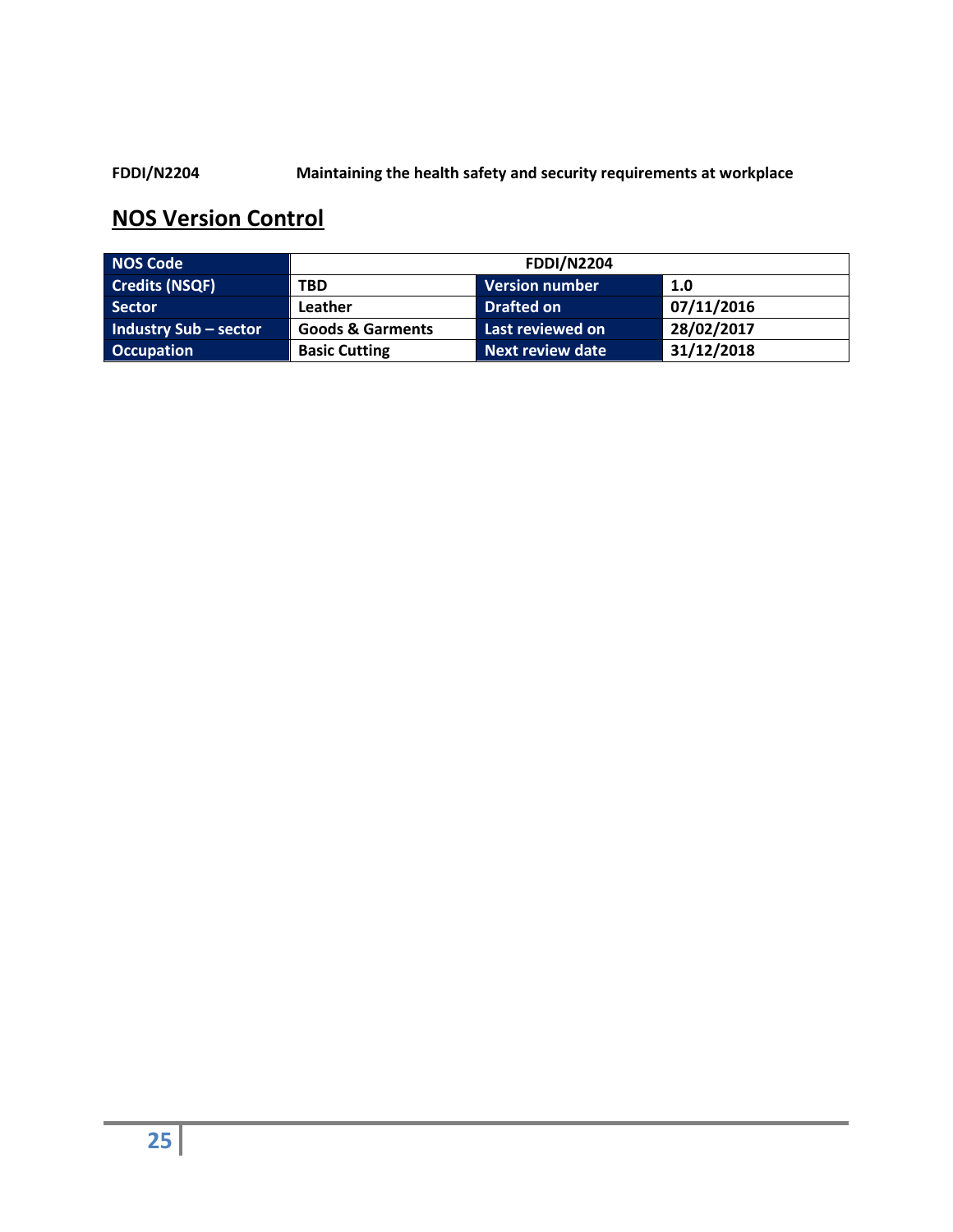**FDDI/N2204** **Maintaining the health safety and security requirements at workplace**

## NOS Version Control

| NOS Code | FDDI/N2204 | | |
|---|---|---|---|
| Credits (NSQF) | TBD | Version number | 1.0 |
| Sector | Leather | Drafted on | 07/11/2016 |
| Industry Sub – sector | Goods & Garments | Last reviewed on | 28/02/2017 |
| Occupation | Basic Cutting | Next review date | 31/12/2018 |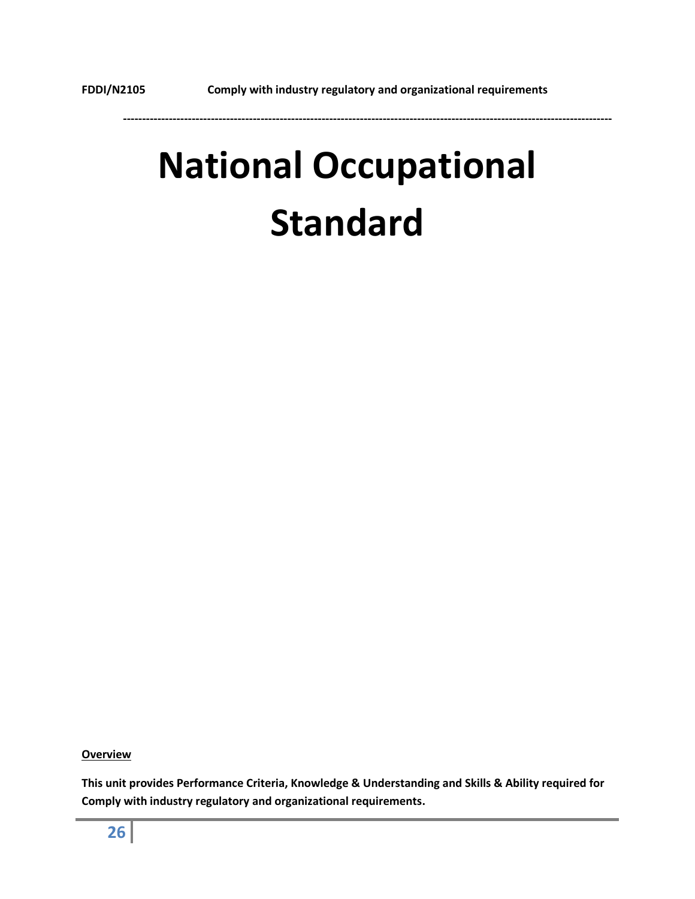# National Occupational Standard

**Overview**

**This unit provides Performance Criteria, Knowledge & Understanding and Skills & Ability required for Comply with industry regulatory and organizational requirements.**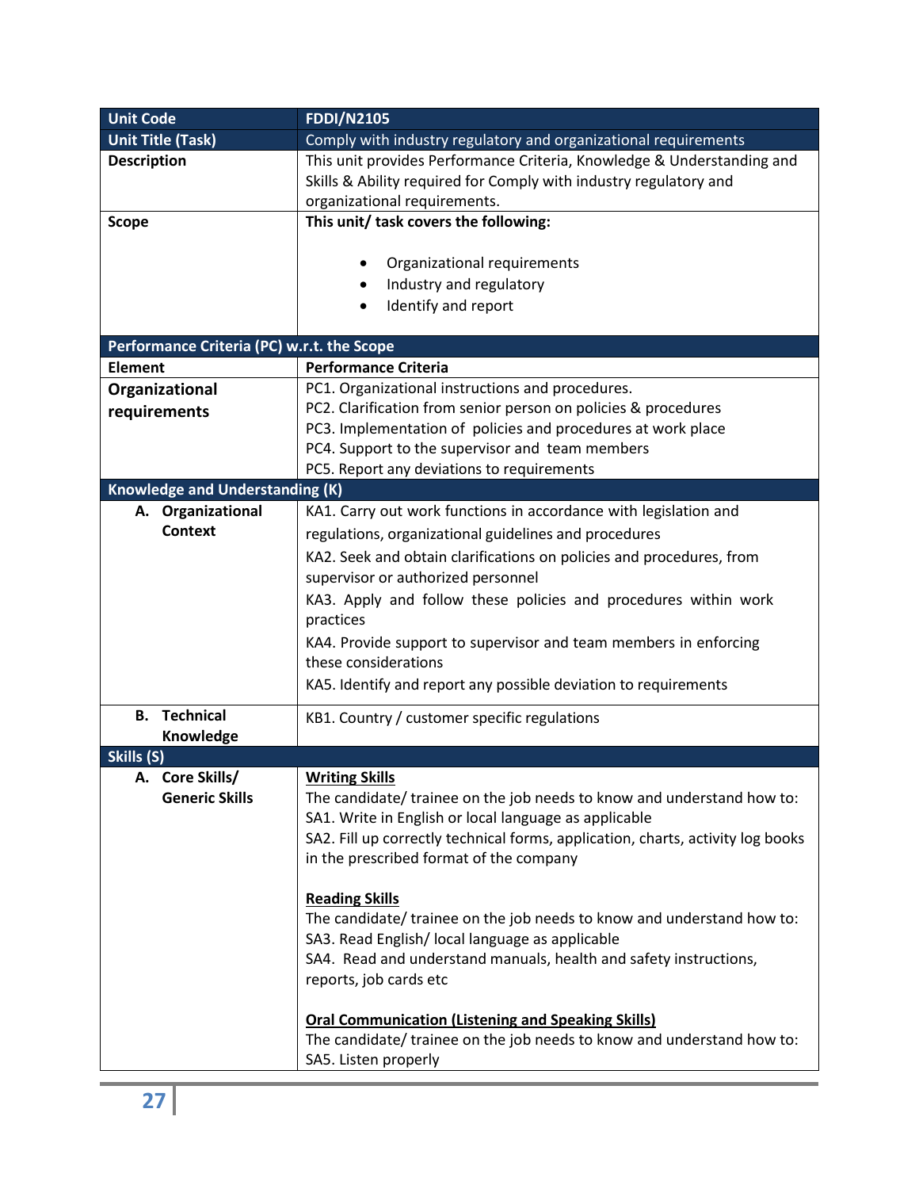| Unit Code | FDDI/N2105 |
|---|---|
| **Unit Title (Task)** | Comply with industry regulatory and organizational requirements |
| **Description** | This unit provides Performance Criteria, Knowledge & Understanding and Skills & Ability required for Comply with industry regulatory and organizational requirements. |
| **Scope** | **This unit/ task covers the following:**<br><br>• Organizational requirements<br>• Industry and regulatory<br>• Identify and report |
| **Performance Criteria (PC) w.r.t. the Scope** | |
| **Element** | **Performance Criteria** |
| **Organizational requirements** | PC1. Organizational instructions and procedures.<br>PC2. Clarification from senior person on policies & procedures<br>PC3. Implementation of policies and procedures at work place<br>PC4. Support to the supervisor and team members<br>PC5. Report any deviations to requirements |
| **Knowledge and Understanding (K)** | |
| **A. Organizational Context** | KA1. Carry out work functions in accordance with legislation and regulations, organizational guidelines and procedures<br>KA2. Seek and obtain clarifications on policies and procedures, from supervisor or authorized personnel<br>KA3. Apply and follow these policies and procedures within work practices<br>KA4. Provide support to supervisor and team members in enforcing these considerations<br>KA5. Identify and report any possible deviation to requirements |
| **B. Technical Knowledge** | KB1. Country / customer specific regulations |
| **Skills (S)** | |
| **A. Core Skills/ Generic Skills** | **Writing Skills**<br>The candidate/ trainee on the job needs to know and understand how to:<br>SA1. Write in English or local language as applicable<br>SA2. Fill up correctly technical forms, application, charts, activity log books in the prescribed format of the company<br><br>**Reading Skills**<br>The candidate/ trainee on the job needs to know and understand how to:<br>SA3. Read English/ local language as applicable<br>SA4. Read and understand manuals, health and safety instructions, reports, job cards etc<br><br>**Oral Communication (Listening and Speaking Skills)**<br>The candidate/ trainee on the job needs to know and understand how to:<br>SA5. Listen properly |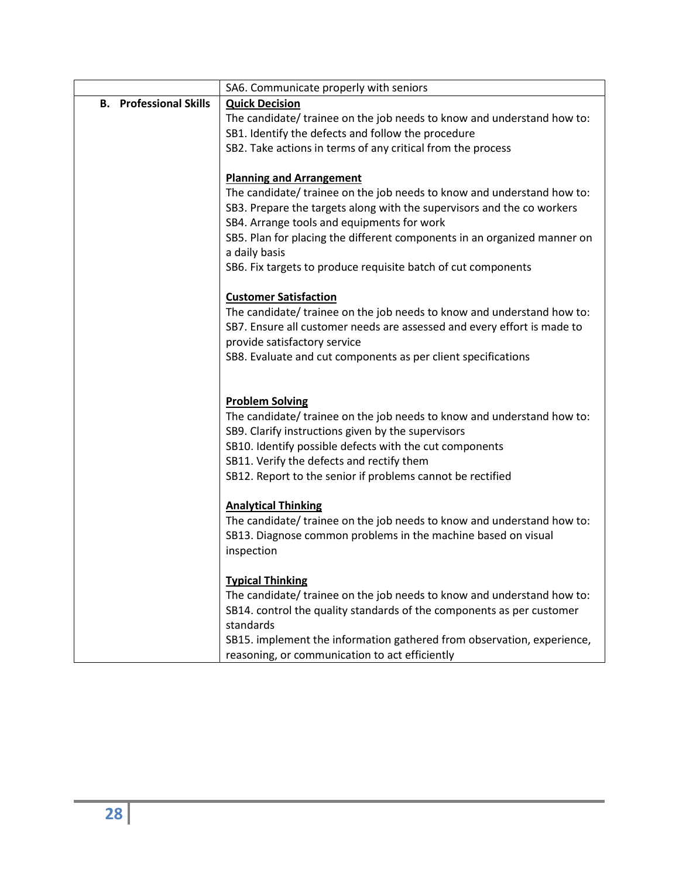| | |
|---|---|
| | SA6. Communicate properly with seniors |
| **B. Professional Skills** | **<u>Quick Decision</u>**<br>The candidate/ trainee on the job needs to know and understand how to:<br>SB1. Identify the defects and follow the procedure<br>SB2. Take actions in terms of any critical from the process<br><br>**<u>Planning and Arrangement</u>**<br>The candidate/ trainee on the job needs to know and understand how to:<br>SB3. Prepare the targets along with the supervisors and the co workers<br>SB4. Arrange tools and equipments for work<br>SB5. Plan for placing the different components in an organized manner on a daily basis<br>SB6. Fix targets to produce requisite batch of cut components<br><br>**<u>Customer Satisfaction</u>**<br>The candidate/ trainee on the job needs to know and understand how to:<br>SB7. Ensure all customer needs are assessed and every effort is made to provide satisfactory service<br>SB8. Evaluate and cut components as per client specifications<br><br>**<u>Problem Solving</u>**<br>The candidate/ trainee on the job needs to know and understand how to:<br>SB9. Clarify instructions given by the supervisors<br>SB10. Identify possible defects with the cut components<br>SB11. Verify the defects and rectify them<br>SB12. Report to the senior if problems cannot be rectified<br><br>**<u>Analytical Thinking</u>**<br>The candidate/ trainee on the job needs to know and understand how to:<br>SB13. Diagnose common problems in the machine based on visual inspection<br><br>**<u>Typical Thinking</u>**<br>The candidate/ trainee on the job needs to know and understand how to:<br>SB14. control the quality standards of the components as per customer standards<br>SB15. implement the information gathered from observation, experience, reasoning, or communication to act efficiently |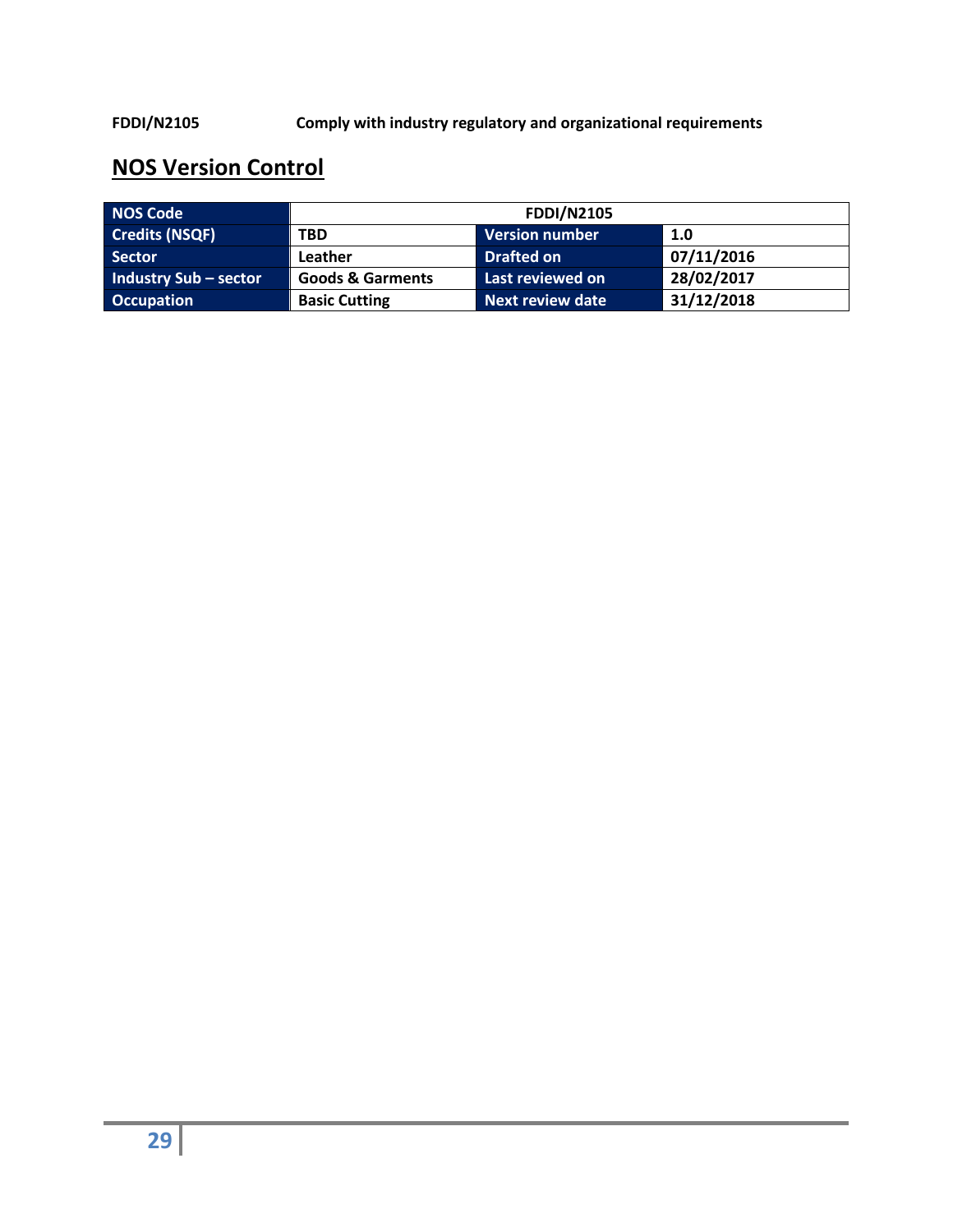## NOS Version Control

| NOS Code | FDDI/N2105 | | |
|---|---|---|---|
| Credits (NSQF) | TBD | Version number | 1.0 |
| Sector | Leather | Drafted on | 07/11/2016 |
| Industry Sub – sector | Goods & Garments | Last reviewed on | 28/02/2017 |
| Occupation | Basic Cutting | Next review date | 31/12/2018 |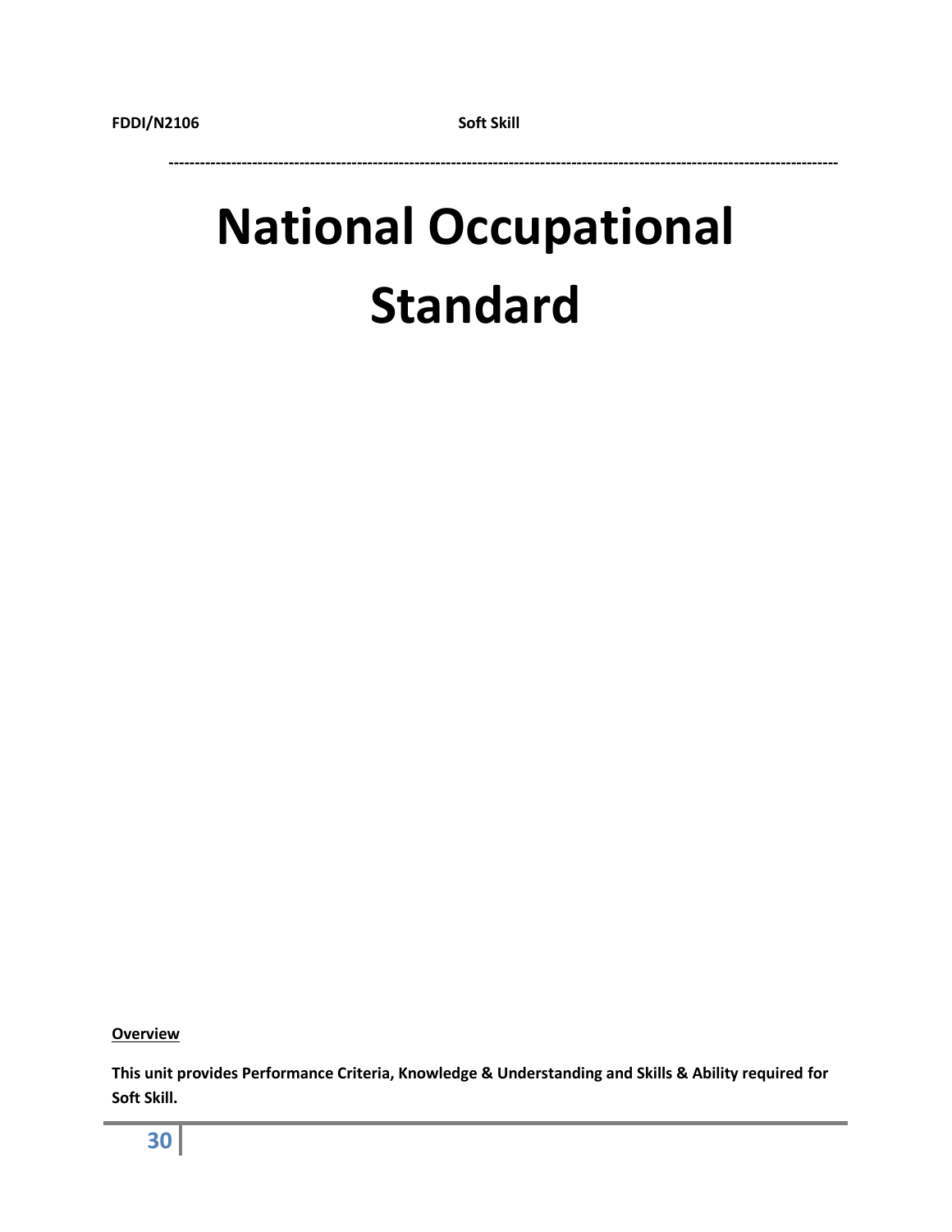# National Occupational Standard

**Overview**

**This unit provides Performance Criteria, Knowledge & Understanding and Skills & Ability required for Soft Skill.**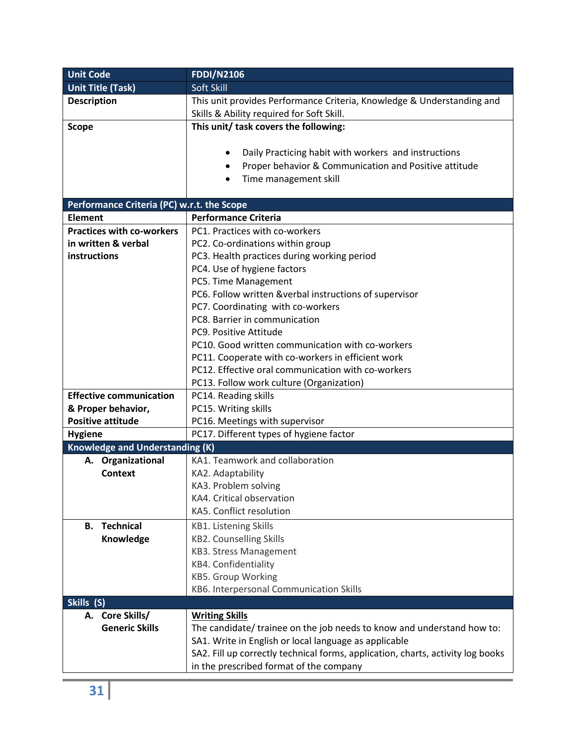| Unit Code | FDDI/N2106 |
|---|---|
| **Unit Title (Task)** | Soft Skill |
| **Description** | This unit provides Performance Criteria, Knowledge & Understanding and Skills & Ability required for Soft Skill. |
| **Scope** | **This unit/ task covers the following:**<br><br>• Daily Practicing habit with workers and instructions<br>• Proper behavior & Communication and Positive attitude<br>• Time management skill |
| **Performance Criteria (PC) w.r.t. the Scope** | |
| **Element** | **Performance Criteria** |
| **Practices with co-workers in written & verbal instructions** | PC1. Practices with co-workers<br>PC2. Co-ordinations within group<br>PC3. Health practices during working period<br>PC4. Use of hygiene factors<br>PC5. Time Management<br>PC6. Follow written &verbal instructions of supervisor<br>PC7. Coordinating with co-workers<br>PC8. Barrier in communication<br>PC9. Positive Attitude<br>PC10. Good written communication with co-workers<br>PC11. Cooperate with co-workers in efficient work<br>PC12. Effective oral communication with co-workers<br>PC13. Follow work culture (Organization) |
| **Effective communication & Proper behavior, Positive attitude** | PC14. Reading skills<br>PC15. Writing skills<br>PC16. Meetings with supervisor |
| **Hygiene** | PC17. Different types of hygiene factor |
| **Knowledge and Understanding (K)** | |
| **A. Organizational Context** | KA1. Teamwork and collaboration<br>KA2. Adaptability<br>KA3. Problem solving<br>KA4. Critical observation<br>KA5. Conflict resolution |
| **B. Technical Knowledge** | KB1. Listening Skills<br>KB2. Counselling Skills<br>KB3. Stress Management<br>KB4. Confidentiality<br>KB5. Group Working<br>KB6. Interpersonal Communication Skills |
| **Skills (S)** | |
| **A. Core Skills/ Generic Skills** | **Writing Skills**<br>The candidate/ trainee on the job needs to know and understand how to:<br>SA1. Write in English or local language as applicable<br>SA2. Fill up correctly technical forms, application, charts, activity log books in the prescribed format of the company |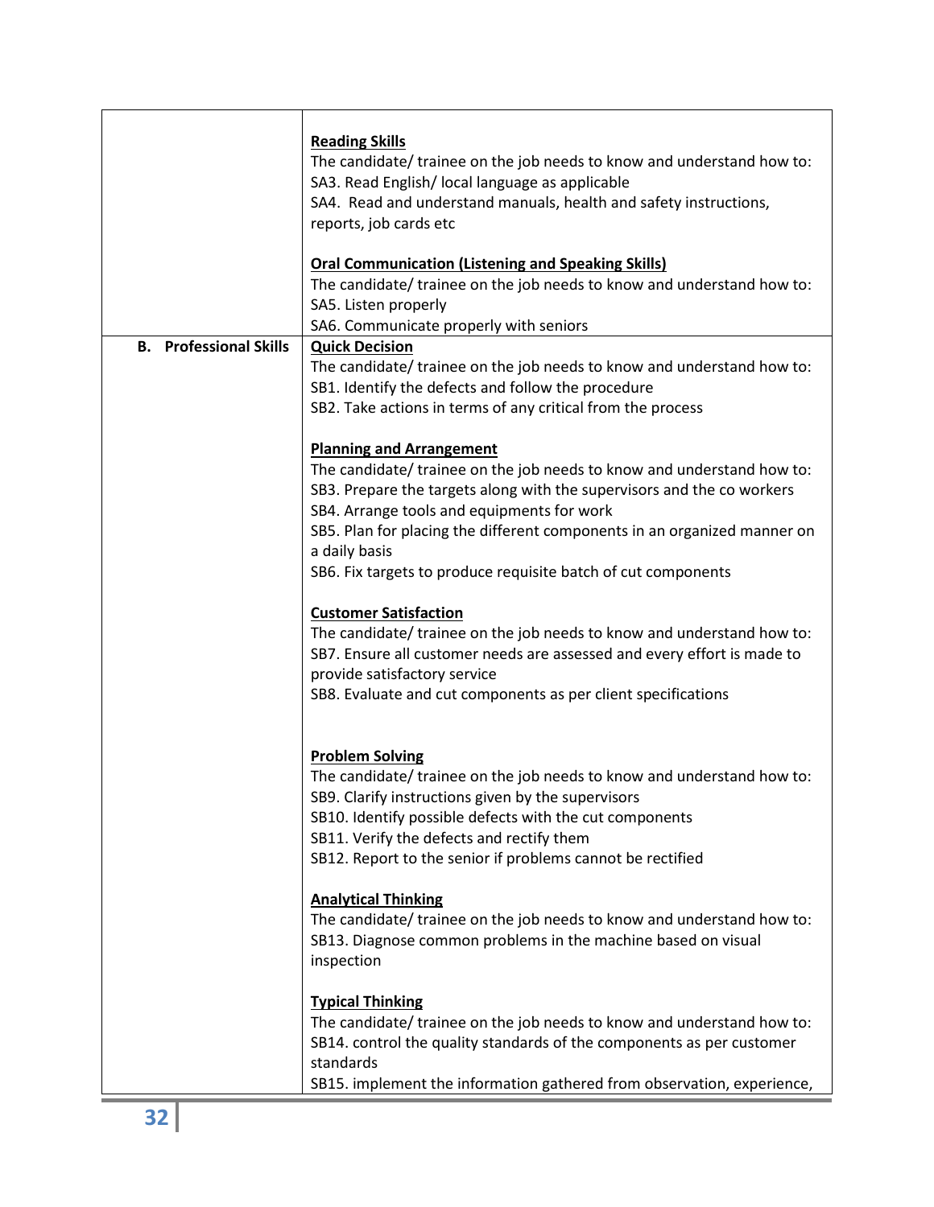| | |
|---|---|
| | **Reading Skills**<br>The candidate/ trainee on the job needs to know and understand how to:<br>SA3. Read English/ local language as applicable<br>SA4. Read and understand manuals, health and safety instructions, reports, job cards etc<br><br>**Oral Communication (Listening and Speaking Skills)**<br>The candidate/ trainee on the job needs to know and understand how to:<br>SA5. Listen properly<br>SA6. Communicate properly with seniors |
| **B. Professional Skills** | **Quick Decision**<br>The candidate/ trainee on the job needs to know and understand how to:<br>SB1. Identify the defects and follow the procedure<br>SB2. Take actions in terms of any critical from the process<br><br>**Planning and Arrangement**<br>The candidate/ trainee on the job needs to know and understand how to:<br>SB3. Prepare the targets along with the supervisors and the co workers<br>SB4. Arrange tools and equipments for work<br>SB5. Plan for placing the different components in an organized manner on a daily basis<br>SB6. Fix targets to produce requisite batch of cut components<br><br>**Customer Satisfaction**<br>The candidate/ trainee on the job needs to know and understand how to:<br>SB7. Ensure all customer needs are assessed and every effort is made to provide satisfactory service<br>SB8. Evaluate and cut components as per client specifications<br><br>**Problem Solving**<br>The candidate/ trainee on the job needs to know and understand how to:<br>SB9. Clarify instructions given by the supervisors<br>SB10. Identify possible defects with the cut components<br>SB11. Verify the defects and rectify them<br>SB12. Report to the senior if problems cannot be rectified<br><br>**Analytical Thinking**<br>The candidate/ trainee on the job needs to know and understand how to:<br>SB13. Diagnose common problems in the machine based on visual inspection<br><br>**Typical Thinking**<br>The candidate/ trainee on the job needs to know and understand how to:<br>SB14. control the quality standards of the components as per customer standards<br>SB15. implement the information gathered from observation, experience, |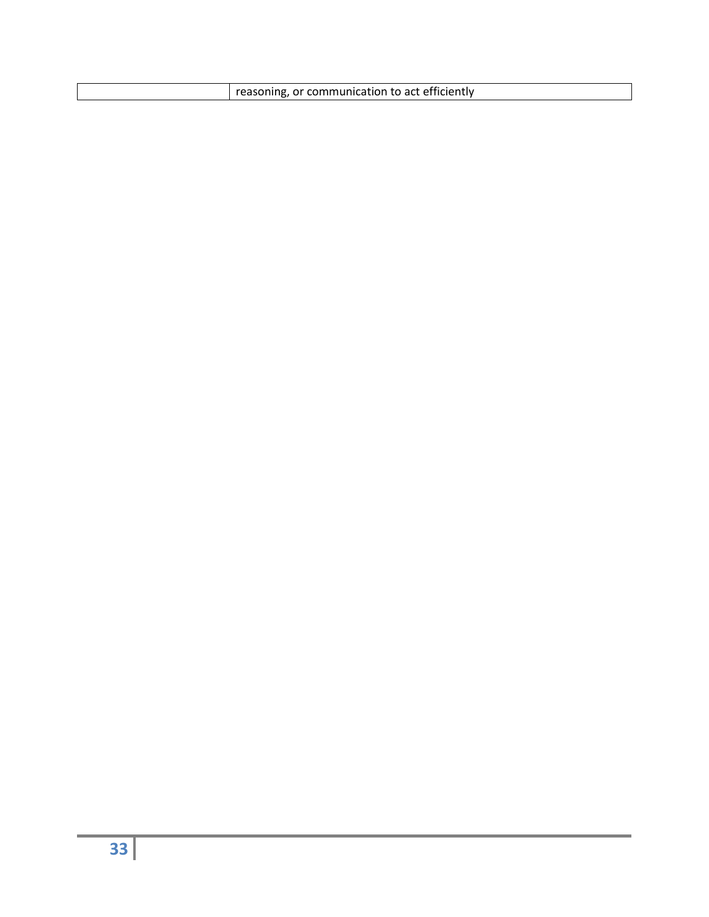| | |
|---|---|
| | reasoning, or communication to act efficiently |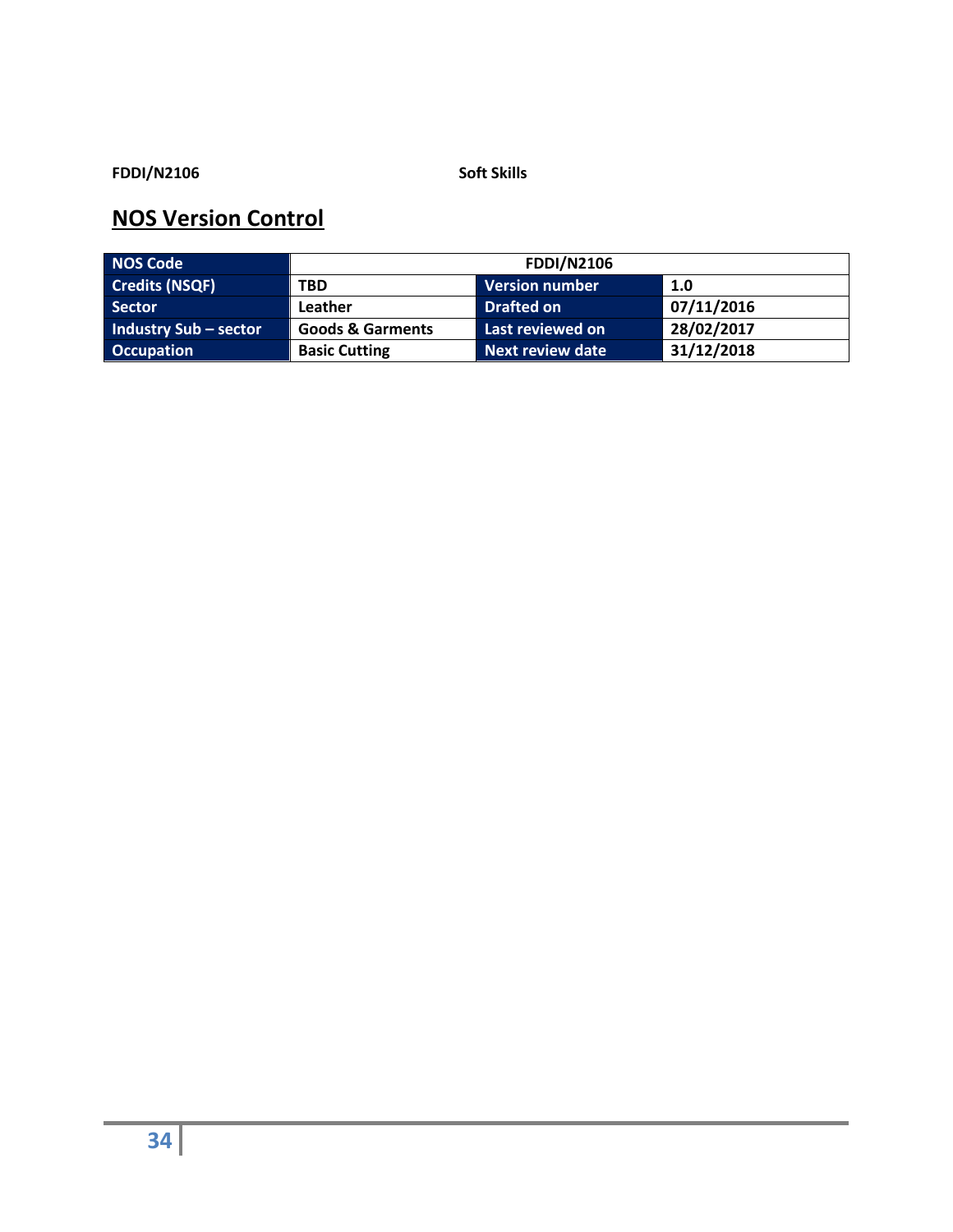## NOS Version Control

| | | | |
|---|---|---|---|
| **NOS Code** | **FDDI/N2106** | | |
| **Credits (NSQF)** | **TBD** | **Version number** | **1.0** |
| **Sector** | **Leather** | **Drafted on** | **07/11/2016** |
| **Industry Sub – sector** | **Goods & Garments** | **Last reviewed on** | **28/02/2017** |
| **Occupation** | **Basic Cutting** | **Next review date** | **31/12/2018** |